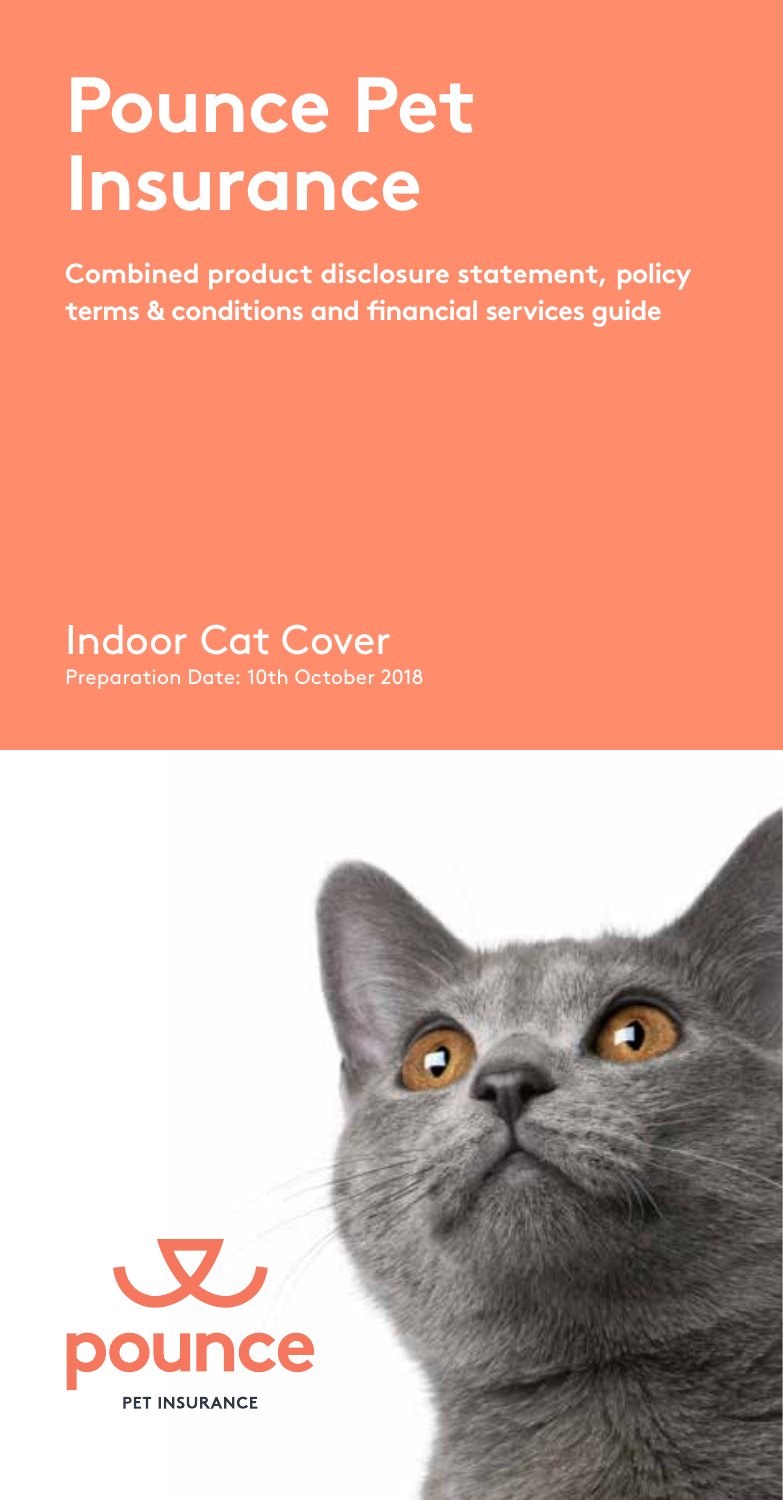# Pounce Pet Insurance

**Combined product disclosure statement, policy terms & conditions and financial services guide**

## Indoor Cat Cover

Preparation Date: 10th October 2018

pounce

PET INSURANCE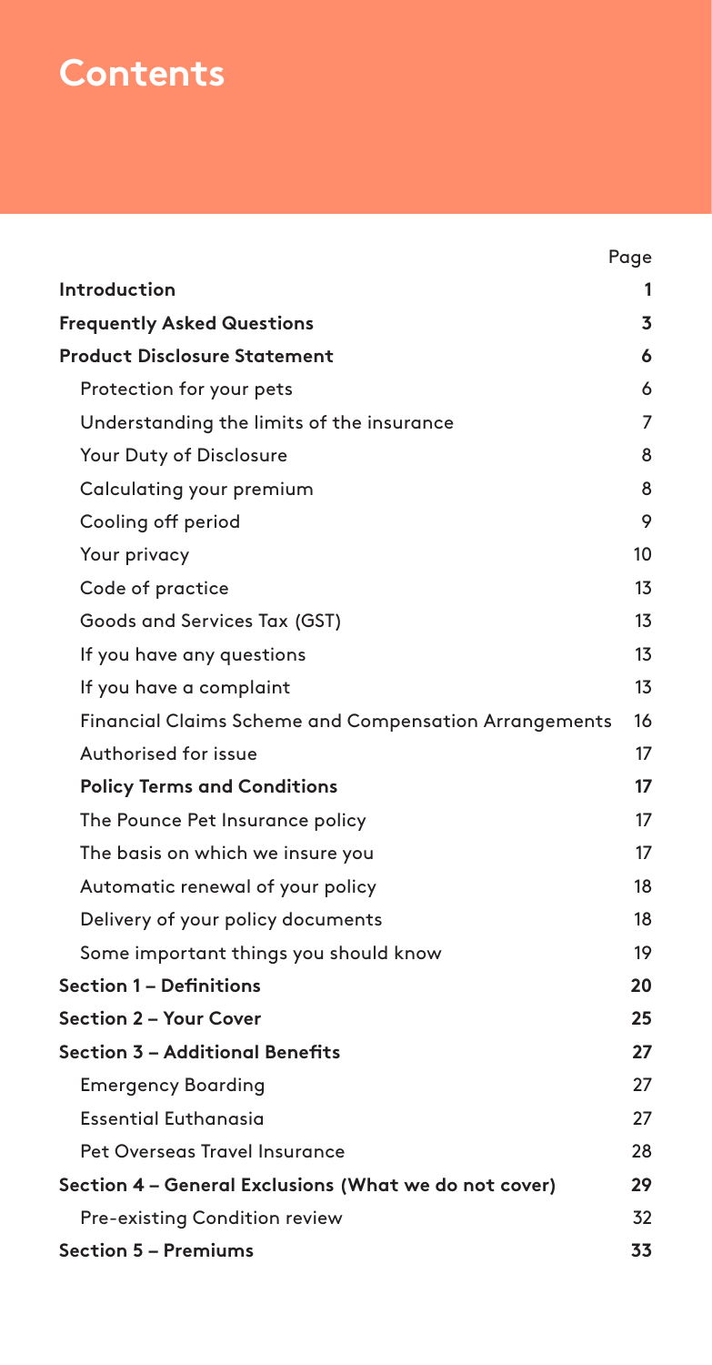# Contents

| | Page |
|---|---|
| **Introduction** | **1** |
| **Frequently Asked Questions** | **3** |
| **Product Disclosure Statement** | **6** |
| Protection for your pets | 6 |
| Understanding the limits of the insurance | 7 |
| Your Duty of Disclosure | 8 |
| Calculating your premium | 8 |
| Cooling off period | 9 |
| Your privacy | 10 |
| Code of practice | 13 |
| Goods and Services Tax (GST) | 13 |
| If you have any questions | 13 |
| If you have a complaint | 13 |
| Financial Claims Scheme and Compensation Arrangements | 16 |
| Authorised for issue | 17 |
| **Policy Terms and Conditions** | **17** |
| The Pounce Pet Insurance policy | 17 |
| The basis on which we insure you | 17 |
| Automatic renewal of your policy | 18 |
| Delivery of your policy documents | 18 |
| Some important things you should know | 19 |
| **Section 1 – Definitions** | **20** |
| **Section 2 – Your Cover** | **25** |
| **Section 3 – Additional Benefits** | **27** |
| Emergency Boarding | 27 |
| Essential Euthanasia | 27 |
| Pet Overseas Travel Insurance | 28 |
| **Section 4 – General Exclusions (What we do not cover)** | **29** |
| Pre-existing Condition review | 32 |
| **Section 5 – Premiums** | **33** |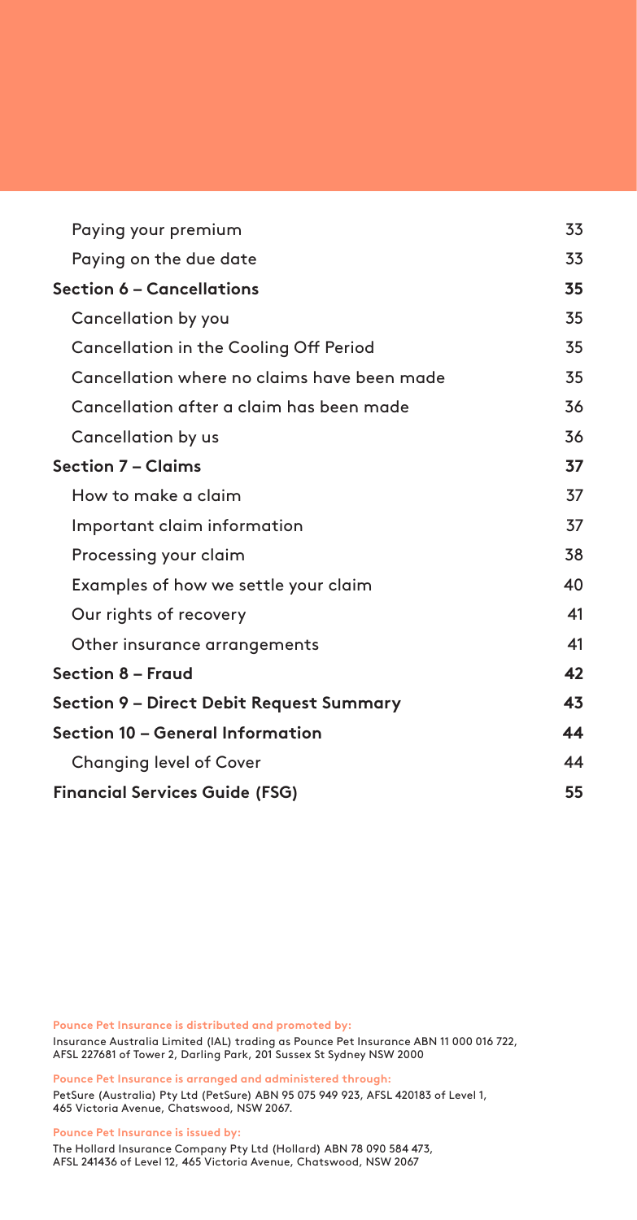| | |
|---|---|
| Paying your premium | 33 |
| Paying on the due date | 33 |
| **Section 6 – Cancellations** | **35** |
| Cancellation by you | 35 |
| Cancellation in the Cooling Off Period | 35 |
| Cancellation where no claims have been made | 35 |
| Cancellation after a claim has been made | 36 |
| Cancellation by us | 36 |
| **Section 7 – Claims** | **37** |
| How to make a claim | 37 |
| Important claim information | 37 |
| Processing your claim | 38 |
| Examples of how we settle your claim | 40 |
| Our rights of recovery | 41 |
| Other insurance arrangements | 41 |
| **Section 8 – Fraud** | **42** |
| **Section 9 – Direct Debit Request Summary** | **43** |
| **Section 10 – General Information** | **44** |
| Changing level of Cover | 44 |
| **Financial Services Guide (FSG)** | **55** |

**Pounce Pet Insurance is distributed and promoted by:**

Insurance Australia Limited (IAL) trading as Pounce Pet Insurance ABN 11 000 016 722, AFSL 227681 of Tower 2, Darling Park, 201 Sussex St Sydney NSW 2000

**Pounce Pet Insurance is arranged and administered through:**

PetSure (Australia) Pty Ltd (PetSure) ABN 95 075 949 923, AFSL 420183 of Level 1, 465 Victoria Avenue, Chatswood, NSW 2067.

**Pounce Pet Insurance is issued by:**

The Hollard Insurance Company Pty Ltd (Hollard) ABN 78 090 584 473, AFSL 241436 of Level 12, 465 Victoria Avenue, Chatswood, NSW 2067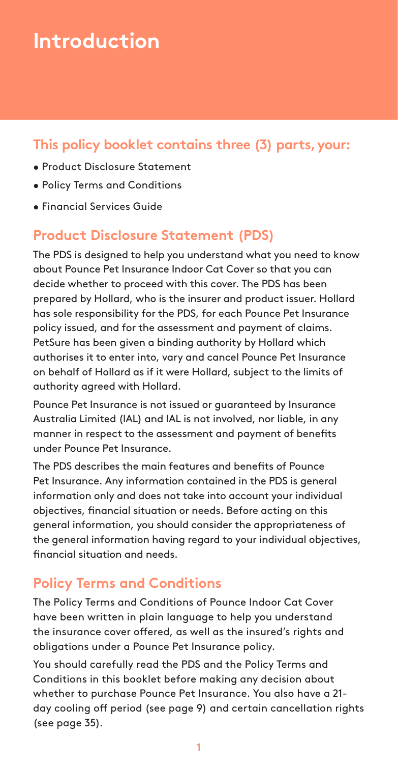# Introduction

## This policy booklet contains three (3) parts, your:

- Product Disclosure Statement
- Policy Terms and Conditions
- Financial Services Guide

## Product Disclosure Statement (PDS)

The PDS is designed to help you understand what you need to know about Pounce Pet Insurance Indoor Cat Cover so that you can decide whether to proceed with this cover. The PDS has been prepared by Hollard, who is the insurer and product issuer. Hollard has sole responsibility for the PDS, for each Pounce Pet Insurance policy issued, and for the assessment and payment of claims. PetSure has been given a binding authority by Hollard which authorises it to enter into, vary and cancel Pounce Pet Insurance on behalf of Hollard as if it were Hollard, subject to the limits of authority agreed with Hollard.

Pounce Pet Insurance is not issued or guaranteed by Insurance Australia Limited (IAL) and IAL is not involved, nor liable, in any manner in respect to the assessment and payment of benefits under Pounce Pet Insurance.

The PDS describes the main features and benefits of Pounce Pet Insurance. Any information contained in the PDS is general information only and does not take into account your individual objectives, financial situation or needs. Before acting on this general information, you should consider the appropriateness of the general information having regard to your individual objectives, financial situation and needs.

## Policy Terms and Conditions

The Policy Terms and Conditions of Pounce Indoor Cat Cover have been written in plain language to help you understand the insurance cover offered, as well as the insured's rights and obligations under a Pounce Pet Insurance policy.

You should carefully read the PDS and the Policy Terms and Conditions in this booklet before making any decision about whether to purchase Pounce Pet Insurance. You also have a 21-day cooling off period (see page 9) and certain cancellation rights (see page 35).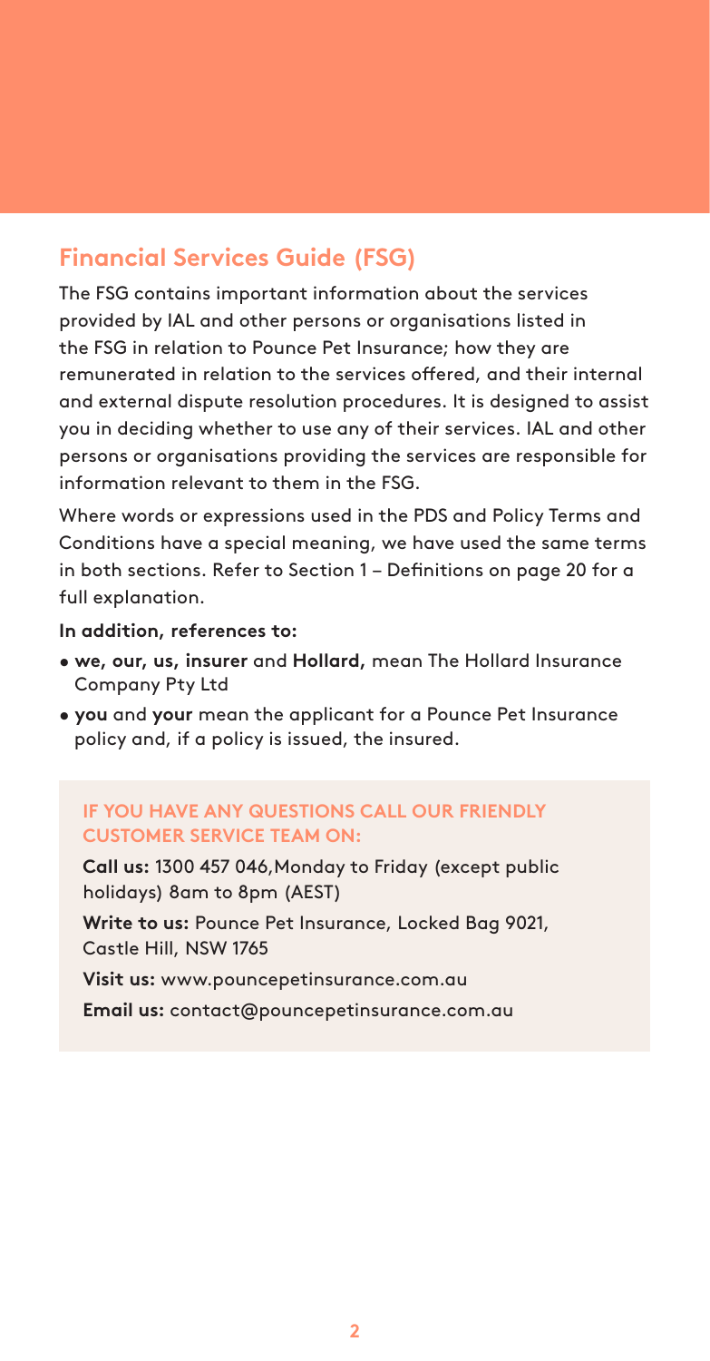## Financial Services Guide (FSG)

The FSG contains important information about the services provided by IAL and other persons or organisations listed in the FSG in relation to Pounce Pet Insurance; how they are remunerated in relation to the services offered, and their internal and external dispute resolution procedures. It is designed to assist you in deciding whether to use any of their services. IAL and other persons or organisations providing the services are responsible for information relevant to them in the FSG.

Where words or expressions used in the PDS and Policy Terms and Conditions have a special meaning, we have used the same terms in both sections. Refer to Section 1 – Definitions on page 20 for a full explanation.

**In addition, references to:**

- **we, our, us, insurer** and **Hollard,** mean The Hollard Insurance Company Pty Ltd
- **you** and **your** mean the applicant for a Pounce Pet Insurance policy and, if a policy is issued, the insured.

**IF YOU HAVE ANY QUESTIONS CALL OUR FRIENDLY CUSTOMER SERVICE TEAM ON:**

**Call us:** 1300 457 046,Monday to Friday (except public holidays) 8am to 8pm (AEST)

**Write to us:** Pounce Pet Insurance, Locked Bag 9021, Castle Hill, NSW 1765

**Visit us:** www.pouncepetinsurance.com.au

**Email us:** contact@pouncepetinsurance.com.au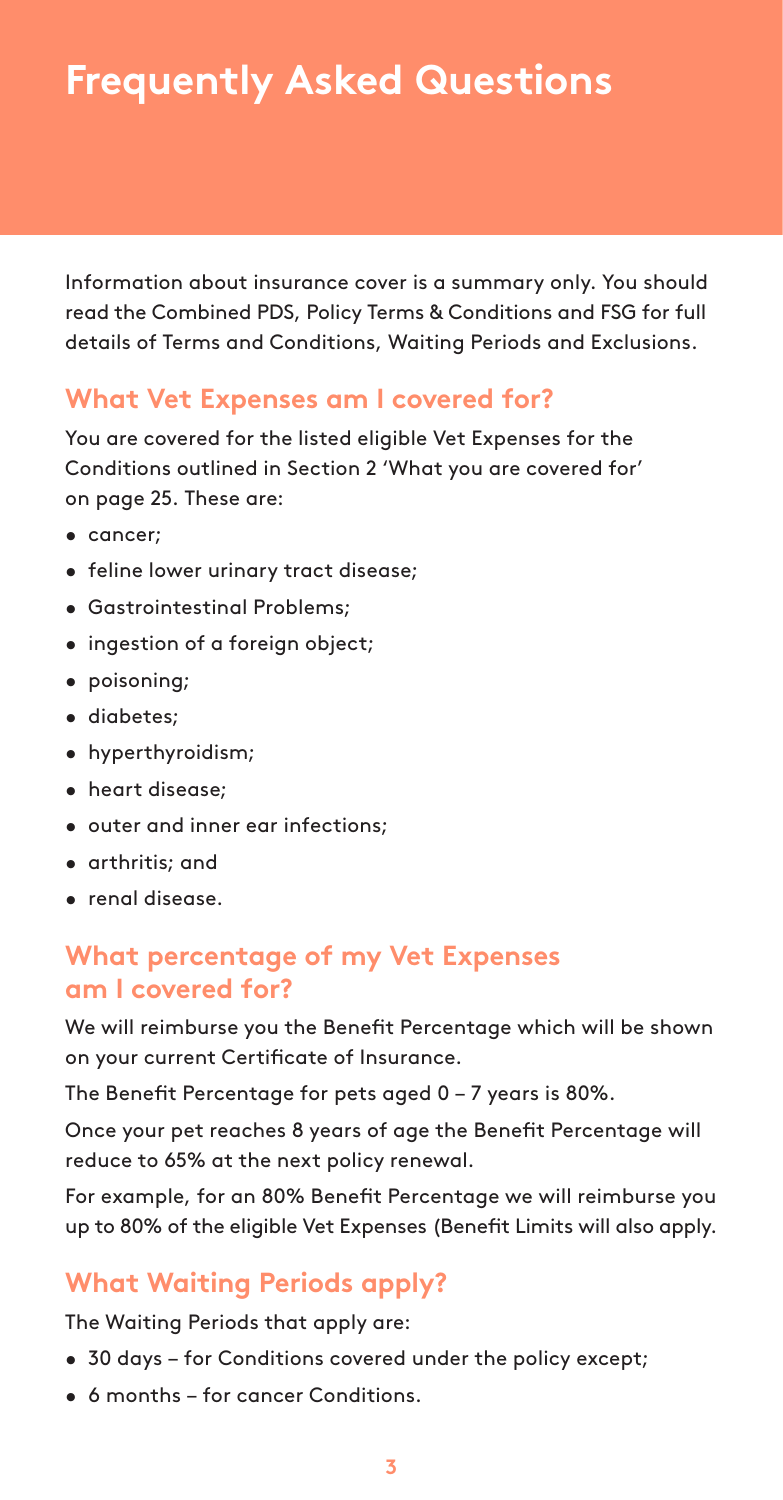# Frequently Asked Questions

Information about insurance cover is a summary only. You should read the Combined PDS, Policy Terms & Conditions and FSG for full details of Terms and Conditions, Waiting Periods and Exclusions.

## What Vet Expenses am I covered for?

You are covered for the listed eligible Vet Expenses for the Conditions outlined in Section 2 'What you are covered for' on page 25. These are:

- cancer;
- feline lower urinary tract disease;
- Gastrointestinal Problems;
- ingestion of a foreign object;
- poisoning;
- diabetes;
- hyperthyroidism;
- heart disease;
- outer and inner ear infections;
- arthritis; and
- renal disease.

## What percentage of my Vet Expenses am I covered for?

We will reimburse you the Benefit Percentage which will be shown on your current Certificate of Insurance.

The Benefit Percentage for pets aged 0 – 7 years is 80%.

Once your pet reaches 8 years of age the Benefit Percentage will reduce to 65% at the next policy renewal.

For example, for an 80% Benefit Percentage we will reimburse you up to 80% of the eligible Vet Expenses (Benefit Limits will also apply.

## What Waiting Periods apply?

The Waiting Periods that apply are:

- 30 days – for Conditions covered under the policy except;
- 6 months – for cancer Conditions.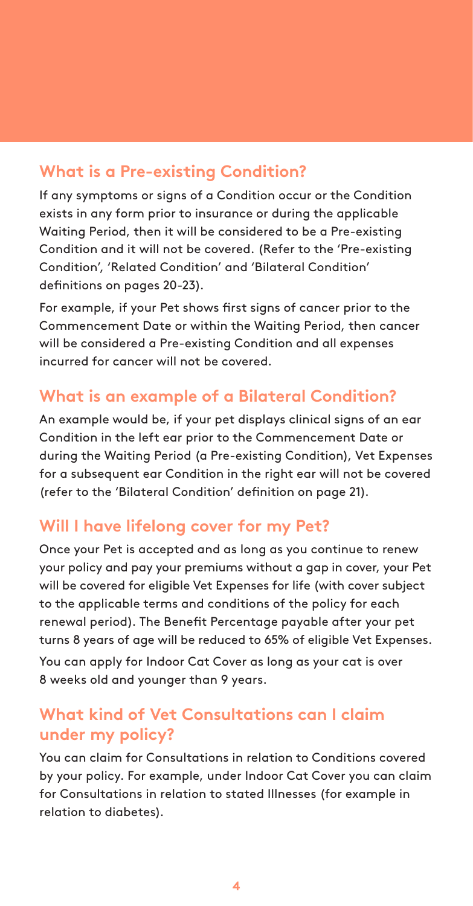## What is a Pre-existing Condition?

If any symptoms or signs of a Condition occur or the Condition exists in any form prior to insurance or during the applicable Waiting Period, then it will be considered to be a Pre-existing Condition and it will not be covered. (Refer to the 'Pre-existing Condition', 'Related Condition' and 'Bilateral Condition' definitions on pages 20-23).

For example, if your Pet shows first signs of cancer prior to the Commencement Date or within the Waiting Period, then cancer will be considered a Pre-existing Condition and all expenses incurred for cancer will not be covered.

## What is an example of a Bilateral Condition?

An example would be, if your pet displays clinical signs of an ear Condition in the left ear prior to the Commencement Date or during the Waiting Period (a Pre-existing Condition), Vet Expenses for a subsequent ear Condition in the right ear will not be covered (refer to the 'Bilateral Condition' definition on page 21).

## Will I have lifelong cover for my Pet?

Once your Pet is accepted and as long as you continue to renew your policy and pay your premiums without a gap in cover, your Pet will be covered for eligible Vet Expenses for life (with cover subject to the applicable terms and conditions of the policy for each renewal period). The Benefit Percentage payable after your pet turns 8 years of age will be reduced to 65% of eligible Vet Expenses.

You can apply for Indoor Cat Cover as long as your cat is over 8 weeks old and younger than 9 years.

## What kind of Vet Consultations can I claim under my policy?

You can claim for Consultations in relation to Conditions covered by your policy. For example, under Indoor Cat Cover you can claim for Consultations in relation to stated Illnesses (for example in relation to diabetes).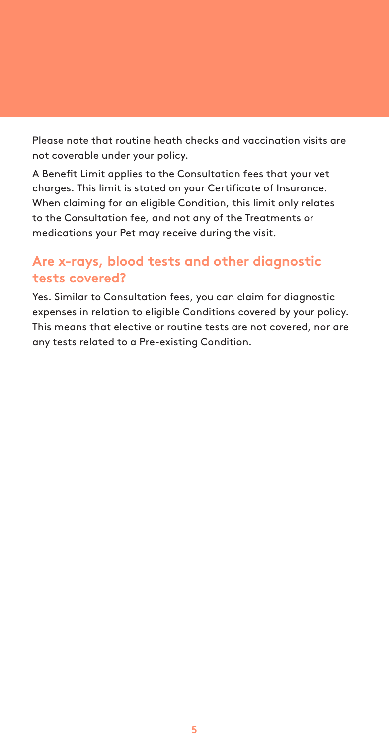Please note that routine heath checks and vaccination visits are not coverable under your policy.

A Benefit Limit applies to the Consultation fees that your vet charges. This limit is stated on your Certificate of Insurance. When claiming for an eligible Condition, this limit only relates to the Consultation fee, and not any of the Treatments or medications your Pet may receive during the visit.

## Are x-rays, blood tests and other diagnostic tests covered?

Yes. Similar to Consultation fees, you can claim for diagnostic expenses in relation to eligible Conditions covered by your policy. This means that elective or routine tests are not covered, nor are any tests related to a Pre-existing Condition.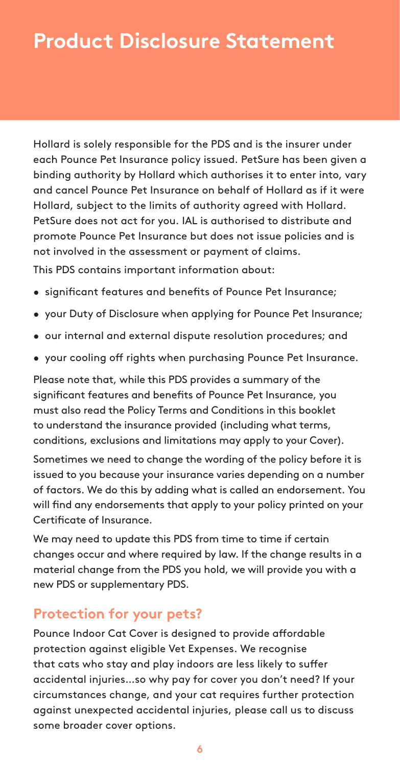# Product Disclosure Statement

Hollard is solely responsible for the PDS and is the insurer under each Pounce Pet Insurance policy issued. PetSure has been given a binding authority by Hollard which authorises it to enter into, vary and cancel Pounce Pet Insurance on behalf of Hollard as if it were Hollard, subject to the limits of authority agreed with Hollard. PetSure does not act for you. IAL is authorised to distribute and promote Pounce Pet Insurance but does not issue policies and is not involved in the assessment or payment of claims.

This PDS contains important information about:

- significant features and benefits of Pounce Pet Insurance;
- your Duty of Disclosure when applying for Pounce Pet Insurance;
- our internal and external dispute resolution procedures; and
- your cooling off rights when purchasing Pounce Pet Insurance.

Please note that, while this PDS provides a summary of the significant features and benefits of Pounce Pet Insurance, you must also read the Policy Terms and Conditions in this booklet to understand the insurance provided (including what terms, conditions, exclusions and limitations may apply to your Cover).

Sometimes we need to change the wording of the policy before it is issued to you because your insurance varies depending on a number of factors. We do this by adding what is called an endorsement. You will find any endorsements that apply to your policy printed on your Certificate of Insurance.

We may need to update this PDS from time to time if certain changes occur and where required by law. If the change results in a material change from the PDS you hold, we will provide you with a new PDS or supplementary PDS.

## Protection for your pets?

Pounce Indoor Cat Cover is designed to provide affordable protection against eligible Vet Expenses. We recognise that cats who stay and play indoors are less likely to suffer accidental injuries...so why pay for cover you don't need? If your circumstances change, and your cat requires further protection against unexpected accidental injuries, please call us to discuss some broader cover options.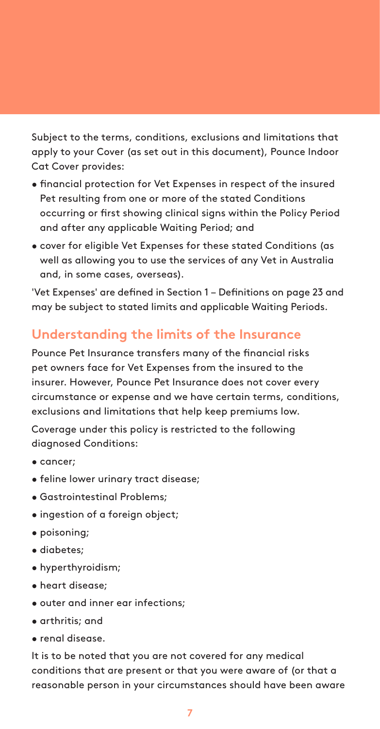Subject to the terms, conditions, exclusions and limitations that apply to your Cover (as set out in this document), Pounce Indoor Cat Cover provides:

- financial protection for Vet Expenses in respect of the insured Pet resulting from one or more of the stated Conditions occurring or first showing clinical signs within the Policy Period and after any applicable Waiting Period; and
- cover for eligible Vet Expenses for these stated Conditions (as well as allowing you to use the services of any Vet in Australia and, in some cases, overseas).

'Vet Expenses' are defined in Section 1 – Definitions on page 23 and may be subject to stated limits and applicable Waiting Periods.

## Understanding the limits of the Insurance

Pounce Pet Insurance transfers many of the financial risks pet owners face for Vet Expenses from the insured to the insurer. However, Pounce Pet Insurance does not cover every circumstance or expense and we have certain terms, conditions, exclusions and limitations that help keep premiums low.

Coverage under this policy is restricted to the following diagnosed Conditions:

- cancer;
- feline lower urinary tract disease;
- Gastrointestinal Problems;
- ingestion of a foreign object;
- poisoning;
- diabetes;
- hyperthyroidism;
- heart disease;
- outer and inner ear infections;
- arthritis; and
- renal disease.

It is to be noted that you are not covered for any medical conditions that are present or that you were aware of (or that a reasonable person in your circumstances should have been aware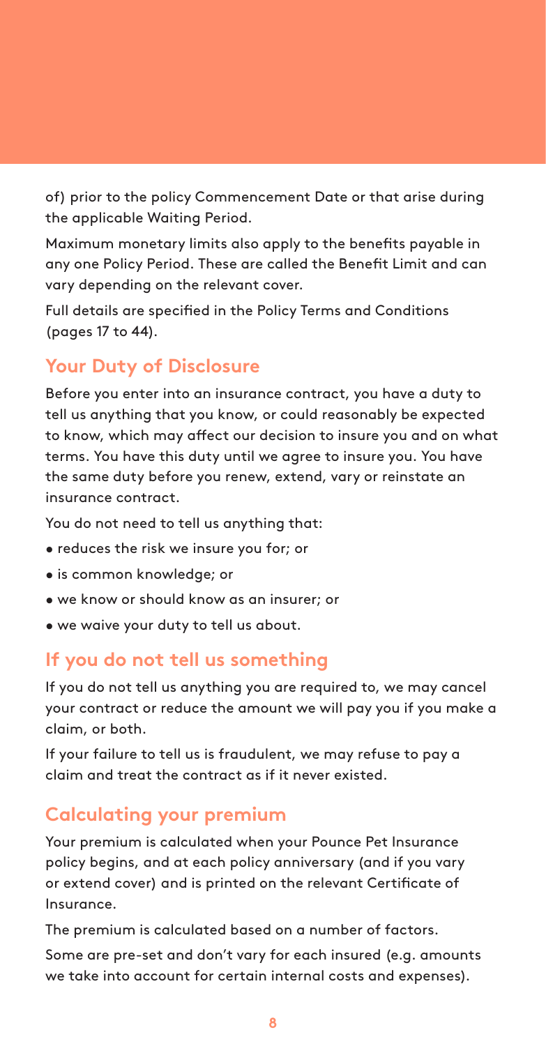of) prior to the policy Commencement Date or that arise during the applicable Waiting Period.

Maximum monetary limits also apply to the benefits payable in any one Policy Period. These are called the Benefit Limit and can vary depending on the relevant cover.

Full details are specified in the Policy Terms and Conditions (pages 17 to 44).

## Your Duty of Disclosure

Before you enter into an insurance contract, you have a duty to tell us anything that you know, or could reasonably be expected to know, which may affect our decision to insure you and on what terms. You have this duty until we agree to insure you. You have the same duty before you renew, extend, vary or reinstate an insurance contract.

You do not need to tell us anything that:

- reduces the risk we insure you for; or
- is common knowledge; or
- we know or should know as an insurer; or
- we waive your duty to tell us about.

## If you do not tell us something

If you do not tell us anything you are required to, we may cancel your contract or reduce the amount we will pay you if you make a claim, or both.

If your failure to tell us is fraudulent, we may refuse to pay a claim and treat the contract as if it never existed.

## Calculating your premium

Your premium is calculated when your Pounce Pet Insurance policy begins, and at each policy anniversary (and if you vary or extend cover) and is printed on the relevant Certificate of Insurance.

The premium is calculated based on a number of factors.

Some are pre-set and don't vary for each insured (e.g. amounts we take into account for certain internal costs and expenses).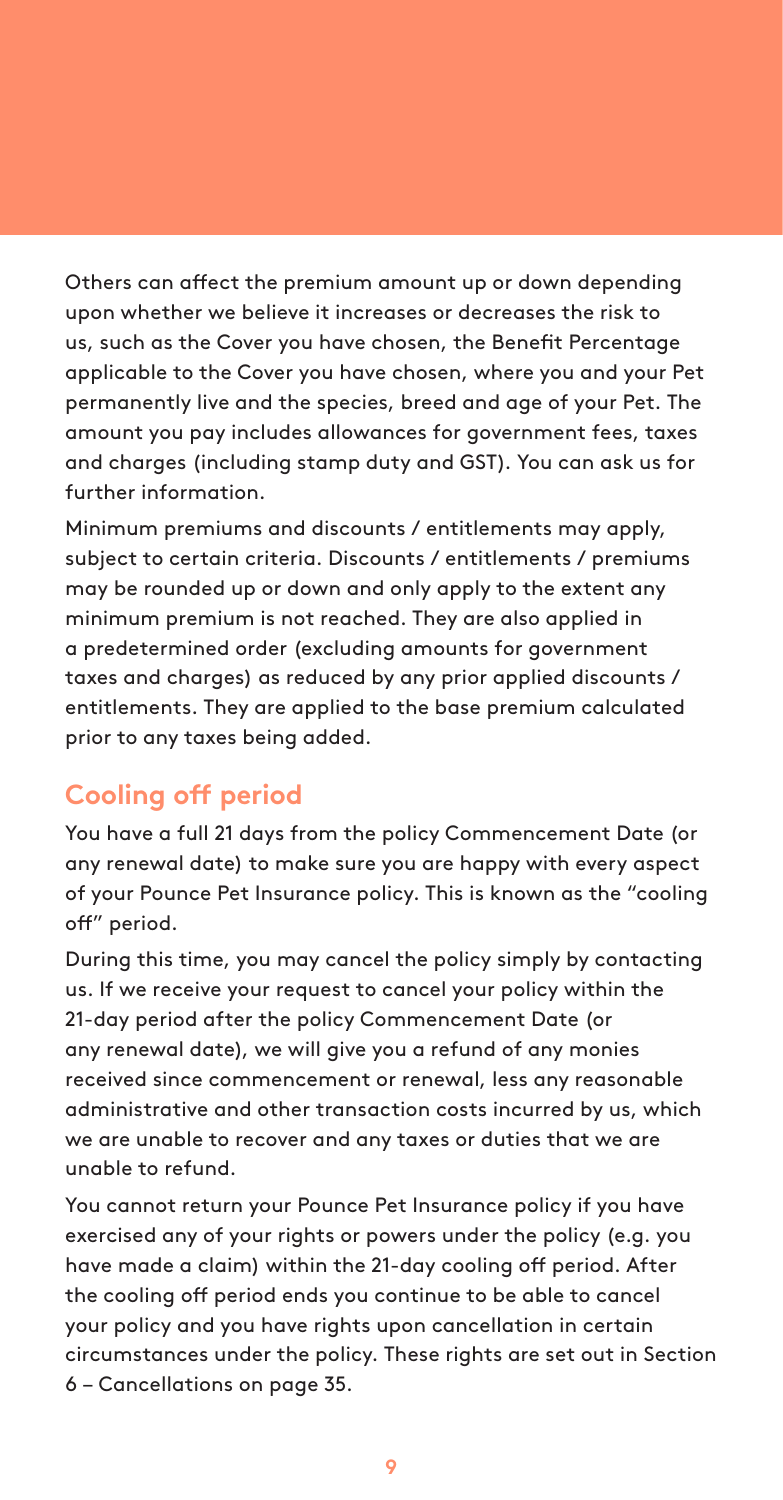Others can affect the premium amount up or down depending upon whether we believe it increases or decreases the risk to us, such as the Cover you have chosen, the Benefit Percentage applicable to the Cover you have chosen, where you and your Pet permanently live and the species, breed and age of your Pet. The amount you pay includes allowances for government fees, taxes and charges (including stamp duty and GST). You can ask us for further information.

Minimum premiums and discounts / entitlements may apply, subject to certain criteria. Discounts / entitlements / premiums may be rounded up or down and only apply to the extent any minimum premium is not reached. They are also applied in a predetermined order (excluding amounts for government taxes and charges) as reduced by any prior applied discounts / entitlements. They are applied to the base premium calculated prior to any taxes being added.

## Cooling off period

You have a full 21 days from the policy Commencement Date (or any renewal date) to make sure you are happy with every aspect of your Pounce Pet Insurance policy. This is known as the "cooling off" period.

During this time, you may cancel the policy simply by contacting us. If we receive your request to cancel your policy within the 21-day period after the policy Commencement Date (or any renewal date), we will give you a refund of any monies received since commencement or renewal, less any reasonable administrative and other transaction costs incurred by us, which we are unable to recover and any taxes or duties that we are unable to refund.

You cannot return your Pounce Pet Insurance policy if you have exercised any of your rights or powers under the policy (e.g. you have made a claim) within the 21-day cooling off period. After the cooling off period ends you continue to be able to cancel your policy and you have rights upon cancellation in certain circumstances under the policy. These rights are set out in Section 6 – Cancellations on page 35.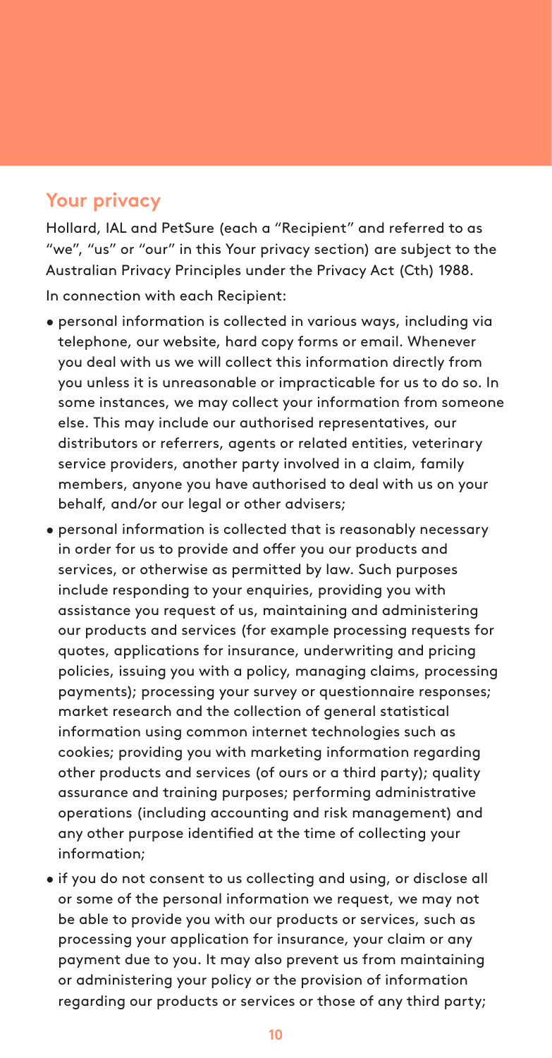## Your privacy

Hollard, IAL and PetSure (each a "Recipient" and referred to as "we", "us" or "our" in this Your privacy section) are subject to the Australian Privacy Principles under the Privacy Act (Cth) 1988.

In connection with each Recipient:

- personal information is collected in various ways, including via telephone, our website, hard copy forms or email. Whenever you deal with us we will collect this information directly from you unless it is unreasonable or impracticable for us to do so. In some instances, we may collect your information from someone else. This may include our authorised representatives, our distributors or referrers, agents or related entities, veterinary service providers, another party involved in a claim, family members, anyone you have authorised to deal with us on your behalf, and/or our legal or other advisers;
- personal information is collected that is reasonably necessary in order for us to provide and offer you our products and services, or otherwise as permitted by law. Such purposes include responding to your enquiries, providing you with assistance you request of us, maintaining and administering our products and services (for example processing requests for quotes, applications for insurance, underwriting and pricing policies, issuing you with a policy, managing claims, processing payments); processing your survey or questionnaire responses; market research and the collection of general statistical information using common internet technologies such as cookies; providing you with marketing information regarding other products and services (of ours or a third party); quality assurance and training purposes; performing administrative operations (including accounting and risk management) and any other purpose identified at the time of collecting your information;
- if you do not consent to us collecting and using, or disclose all or some of the personal information we request, we may not be able to provide you with our products or services, such as processing your application for insurance, your claim or any payment due to you. It may also prevent us from maintaining or administering your policy or the provision of information regarding our products or services or those of any third party;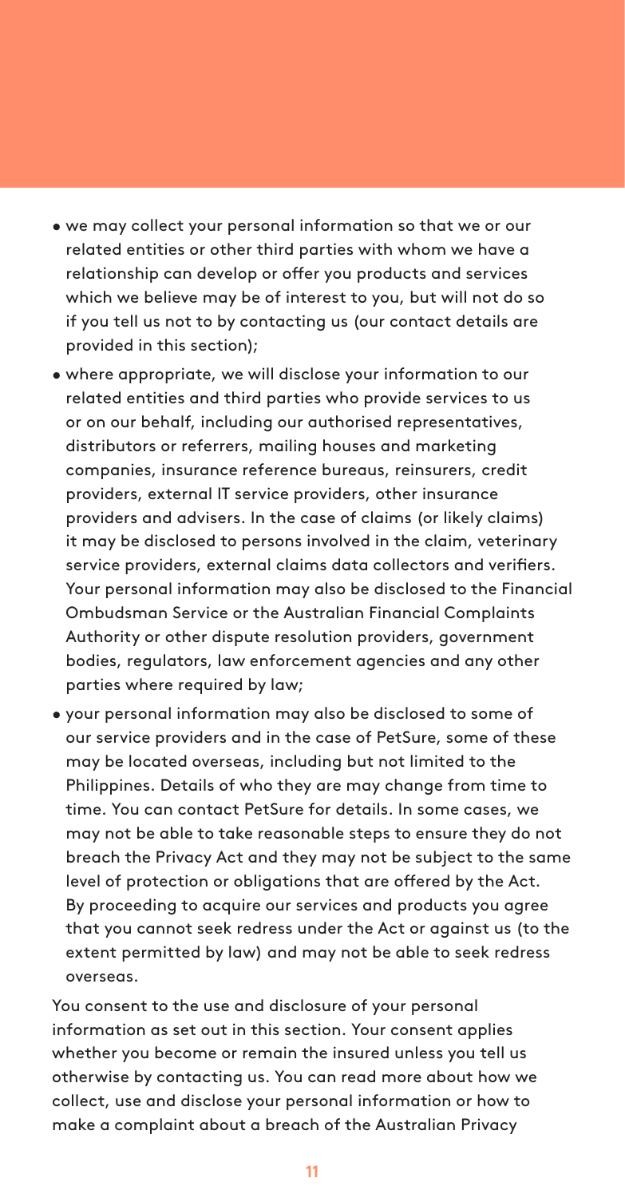- we may collect your personal information so that we or our related entities or other third parties with whom we have a relationship can develop or offer you products and services which we believe may be of interest to you, but will not do so if you tell us not to by contacting us (our contact details are provided in this section);
- where appropriate, we will disclose your information to our related entities and third parties who provide services to us or on our behalf, including our authorised representatives, distributors or referrers, mailing houses and marketing companies, insurance reference bureaus, reinsurers, credit providers, external IT service providers, other insurance providers and advisers. In the case of claims (or likely claims) it may be disclosed to persons involved in the claim, veterinary service providers, external claims data collectors and verifiers. Your personal information may also be disclosed to the Financial Ombudsman Service or the Australian Financial Complaints Authority or other dispute resolution providers, government bodies, regulators, law enforcement agencies and any other parties where required by law;
- your personal information may also be disclosed to some of our service providers and in the case of PetSure, some of these may be located overseas, including but not limited to the Philippines. Details of who they are may change from time to time. You can contact PetSure for details. In some cases, we may not be able to take reasonable steps to ensure they do not breach the Privacy Act and they may not be subject to the same level of protection or obligations that are offered by the Act. By proceeding to acquire our services and products you agree that you cannot seek redress under the Act or against us (to the extent permitted by law) and may not be able to seek redress overseas.

You consent to the use and disclosure of your personal information as set out in this section. Your consent applies whether you become or remain the insured unless you tell us otherwise by contacting us. You can read more about how we collect, use and disclose your personal information or how to make a complaint about a breach of the Australian Privacy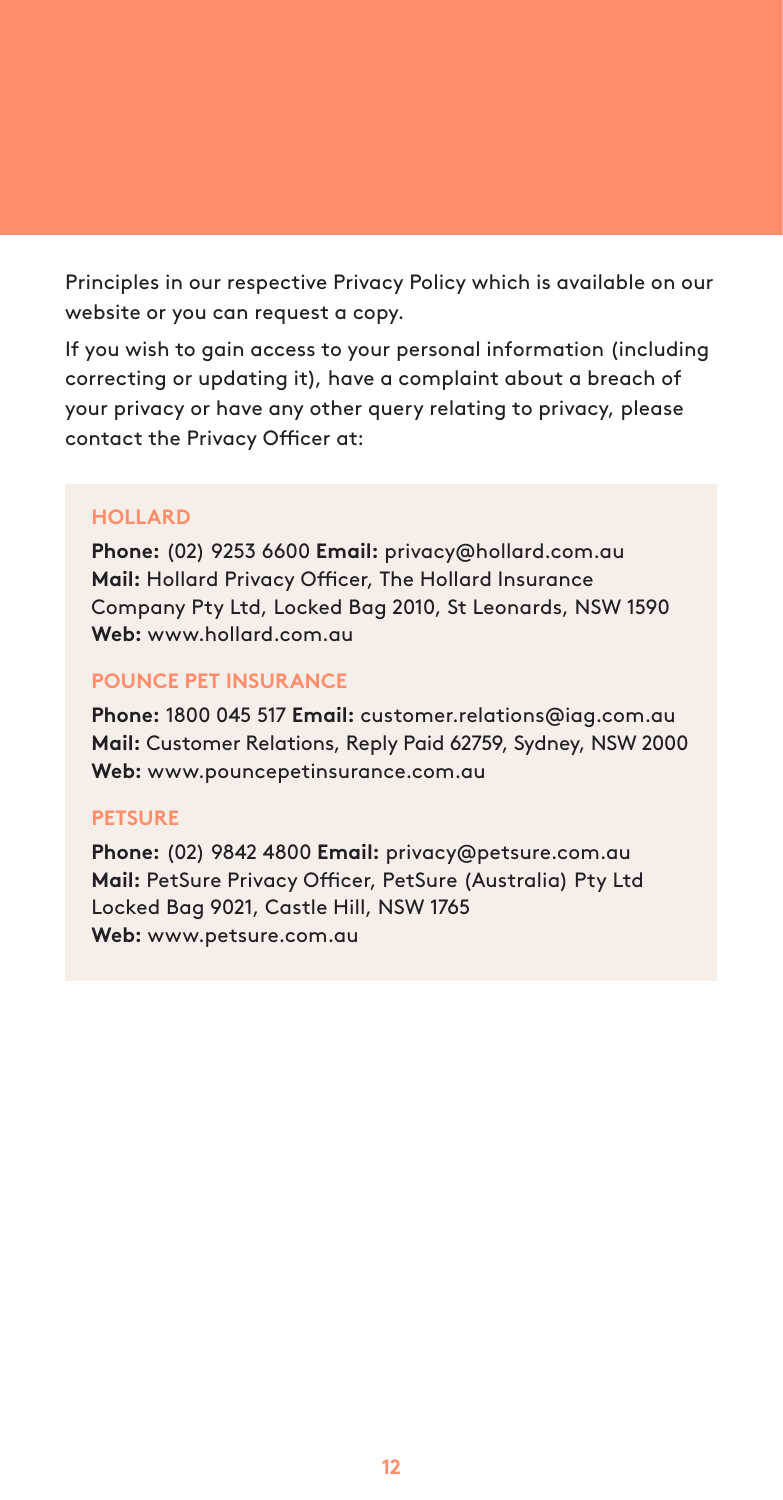Principles in our respective Privacy Policy which is available on our website or you can request a copy.

If you wish to gain access to your personal information (including correcting or updating it), have a complaint about a breach of your privacy or have any other query relating to privacy, please contact the Privacy Officer at:

### HOLLARD

**Phone:** (02) 9253 6600 **Email:** privacy@hollard.com.au
**Mail:** Hollard Privacy Officer, The Hollard Insurance Company Pty Ltd, Locked Bag 2010, St Leonards, NSW 1590
**Web:** www.hollard.com.au

### POUNCE PET INSURANCE

**Phone:** 1800 045 517 **Email:** customer.relations@iag.com.au
**Mail:** Customer Relations, Reply Paid 62759, Sydney, NSW 2000
**Web:** www.pouncepetinsurance.com.au

### PETSURE

**Phone:** (02) 9842 4800 **Email:** privacy@petsure.com.au
**Mail:** PetSure Privacy Officer, PetSure (Australia) Pty Ltd Locked Bag 9021, Castle Hill, NSW 1765
**Web:** www.petsure.com.au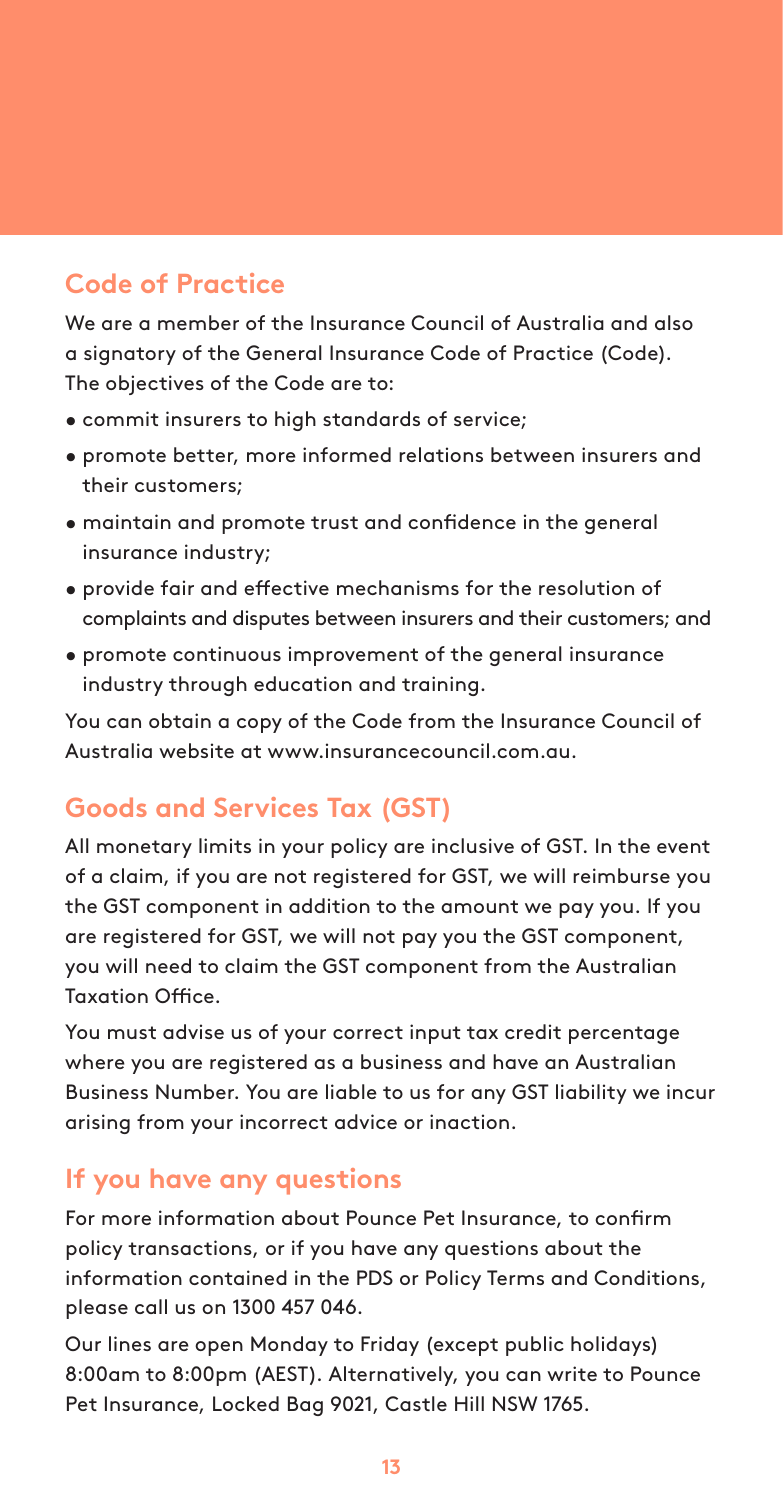## Code of Practice

We are a member of the Insurance Council of Australia and also a signatory of the General Insurance Code of Practice (Code). The objectives of the Code are to:

- commit insurers to high standards of service;
- promote better, more informed relations between insurers and their customers;
- maintain and promote trust and confidence in the general insurance industry;
- provide fair and effective mechanisms for the resolution of complaints and disputes between insurers and their customers; and
- promote continuous improvement of the general insurance industry through education and training.

You can obtain a copy of the Code from the Insurance Council of Australia website at www.insurancecouncil.com.au.

## Goods and Services Tax (GST)

All monetary limits in your policy are inclusive of GST. In the event of a claim, if you are not registered for GST, we will reimburse you the GST component in addition to the amount we pay you. If you are registered for GST, we will not pay you the GST component, you will need to claim the GST component from the Australian Taxation Office.

You must advise us of your correct input tax credit percentage where you are registered as a business and have an Australian Business Number. You are liable to us for any GST liability we incur arising from your incorrect advice or inaction.

## If you have any questions

For more information about Pounce Pet Insurance, to confirm policy transactions, or if you have any questions about the information contained in the PDS or Policy Terms and Conditions, please call us on 1300 457 046.

Our lines are open Monday to Friday (except public holidays) 8:00am to 8:00pm (AEST). Alternatively, you can write to Pounce Pet Insurance, Locked Bag 9021, Castle Hill NSW 1765.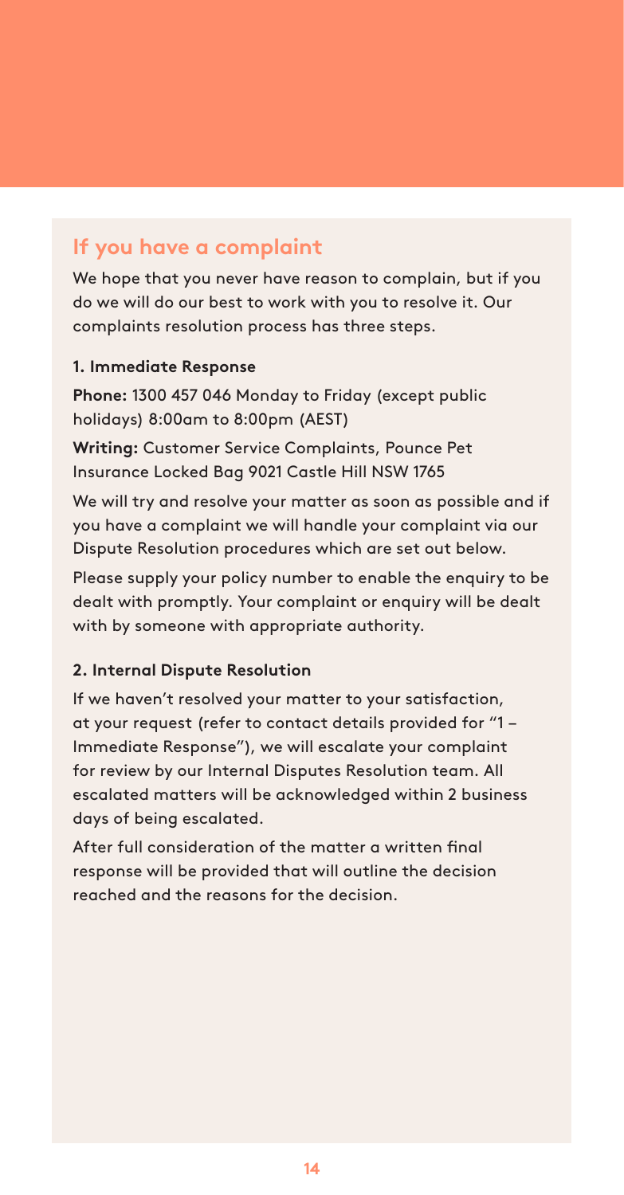## If you have a complaint

We hope that you never have reason to complain, but if you do we will do our best to work with you to resolve it. Our complaints resolution process has three steps.

### 1. Immediate Response

**Phone:** 1300 457 046 Monday to Friday (except public holidays) 8:00am to 8:00pm (AEST)

**Writing:** Customer Service Complaints, Pounce Pet Insurance Locked Bag 9021 Castle Hill NSW 1765

We will try and resolve your matter as soon as possible and if you have a complaint we will handle your complaint via our Dispute Resolution procedures which are set out below.

Please supply your policy number to enable the enquiry to be dealt with promptly. Your complaint or enquiry will be dealt with by someone with appropriate authority.

### 2. Internal Dispute Resolution

If we haven't resolved your matter to your satisfaction, at your request (refer to contact details provided for "1 – Immediate Response"), we will escalate your complaint for review by our Internal Disputes Resolution team. All escalated matters will be acknowledged within 2 business days of being escalated.

After full consideration of the matter a written final response will be provided that will outline the decision reached and the reasons for the decision.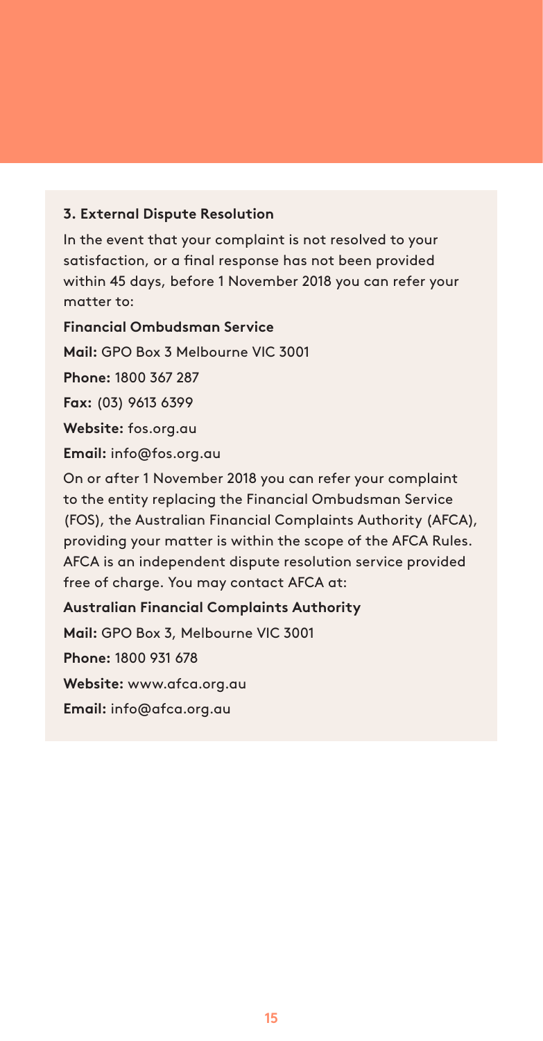### 3. External Dispute Resolution

In the event that your complaint is not resolved to your satisfaction, or a final response has not been provided within 45 days, before 1 November 2018 you can refer your matter to:

**Financial Ombudsman Service**

**Mail:** GPO Box 3 Melbourne VIC 3001

**Phone:** 1800 367 287

**Fax:** (03) 9613 6399

**Website:** fos.org.au

**Email:** info@fos.org.au

On or after 1 November 2018 you can refer your complaint to the entity replacing the Financial Ombudsman Service (FOS), the Australian Financial Complaints Authority (AFCA), providing your matter is within the scope of the AFCA Rules. AFCA is an independent dispute resolution service provided free of charge. You may contact AFCA at:

**Australian Financial Complaints Authority**

**Mail:** GPO Box 3, Melbourne VIC 3001

**Phone:** 1800 931 678

**Website:** www.afca.org.au

**Email:** info@afca.org.au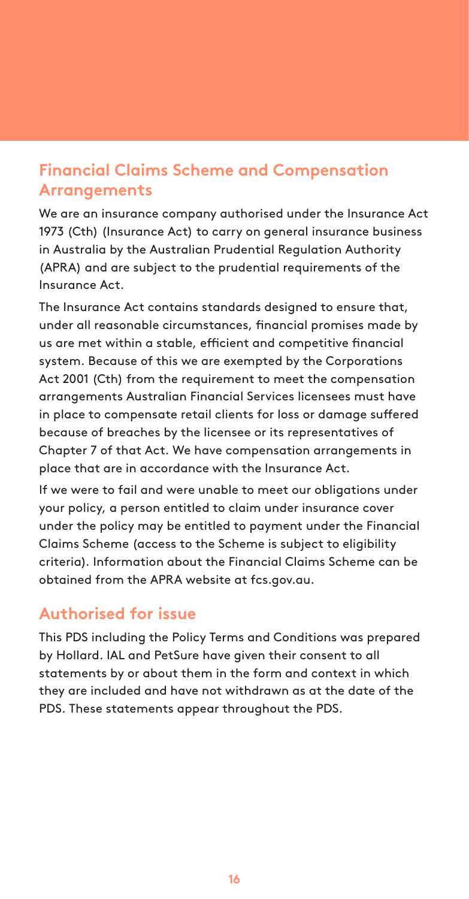## Financial Claims Scheme and Compensation Arrangements

We are an insurance company authorised under the Insurance Act 1973 (Cth) (Insurance Act) to carry on general insurance business in Australia by the Australian Prudential Regulation Authority (APRA) and are subject to the prudential requirements of the Insurance Act.

The Insurance Act contains standards designed to ensure that, under all reasonable circumstances, financial promises made by us are met within a stable, efficient and competitive financial system. Because of this we are exempted by the Corporations Act 2001 (Cth) from the requirement to meet the compensation arrangements Australian Financial Services licensees must have in place to compensate retail clients for loss or damage suffered because of breaches by the licensee or its representatives of Chapter 7 of that Act. We have compensation arrangements in place that are in accordance with the Insurance Act.

If we were to fail and were unable to meet our obligations under your policy, a person entitled to claim under insurance cover under the policy may be entitled to payment under the Financial Claims Scheme (access to the Scheme is subject to eligibility criteria). Information about the Financial Claims Scheme can be obtained from the APRA website at fcs.gov.au.

## Authorised for issue

This PDS including the Policy Terms and Conditions was prepared by Hollard. IAL and PetSure have given their consent to all statements by or about them in the form and context in which they are included and have not withdrawn as at the date of the PDS. These statements appear throughout the PDS.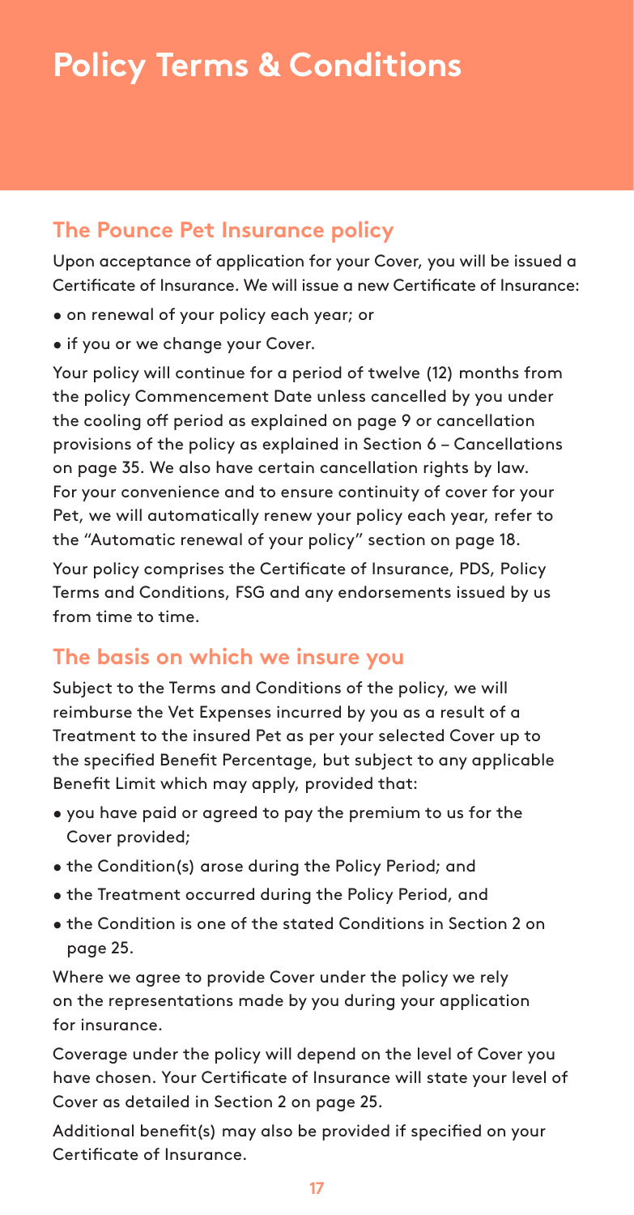# Policy Terms & Conditions

## The Pounce Pet Insurance policy

Upon acceptance of application for your Cover, you will be issued a Certificate of Insurance. We will issue a new Certificate of Insurance:

- on renewal of your policy each year; or
- if you or we change your Cover.

Your policy will continue for a period of twelve (12) months from the policy Commencement Date unless cancelled by you under the cooling off period as explained on page 9 or cancellation provisions of the policy as explained in Section 6 – Cancellations on page 35. We also have certain cancellation rights by law. For your convenience and to ensure continuity of cover for your Pet, we will automatically renew your policy each year, refer to the "Automatic renewal of your policy" section on page 18.

Your policy comprises the Certificate of Insurance, PDS, Policy Terms and Conditions, FSG and any endorsements issued by us from time to time.

## The basis on which we insure you

Subject to the Terms and Conditions of the policy, we will reimburse the Vet Expenses incurred by you as a result of a Treatment to the insured Pet as per your selected Cover up to the specified Benefit Percentage, but subject to any applicable Benefit Limit which may apply, provided that:

- you have paid or agreed to pay the premium to us for the Cover provided;
- the Condition(s) arose during the Policy Period; and
- the Treatment occurred during the Policy Period, and
- the Condition is one of the stated Conditions in Section 2 on page 25.

Where we agree to provide Cover under the policy we rely on the representations made by you during your application for insurance.

Coverage under the policy will depend on the level of Cover you have chosen. Your Certificate of Insurance will state your level of Cover as detailed in Section 2 on page 25.

Additional benefit(s) may also be provided if specified on your Certificate of Insurance.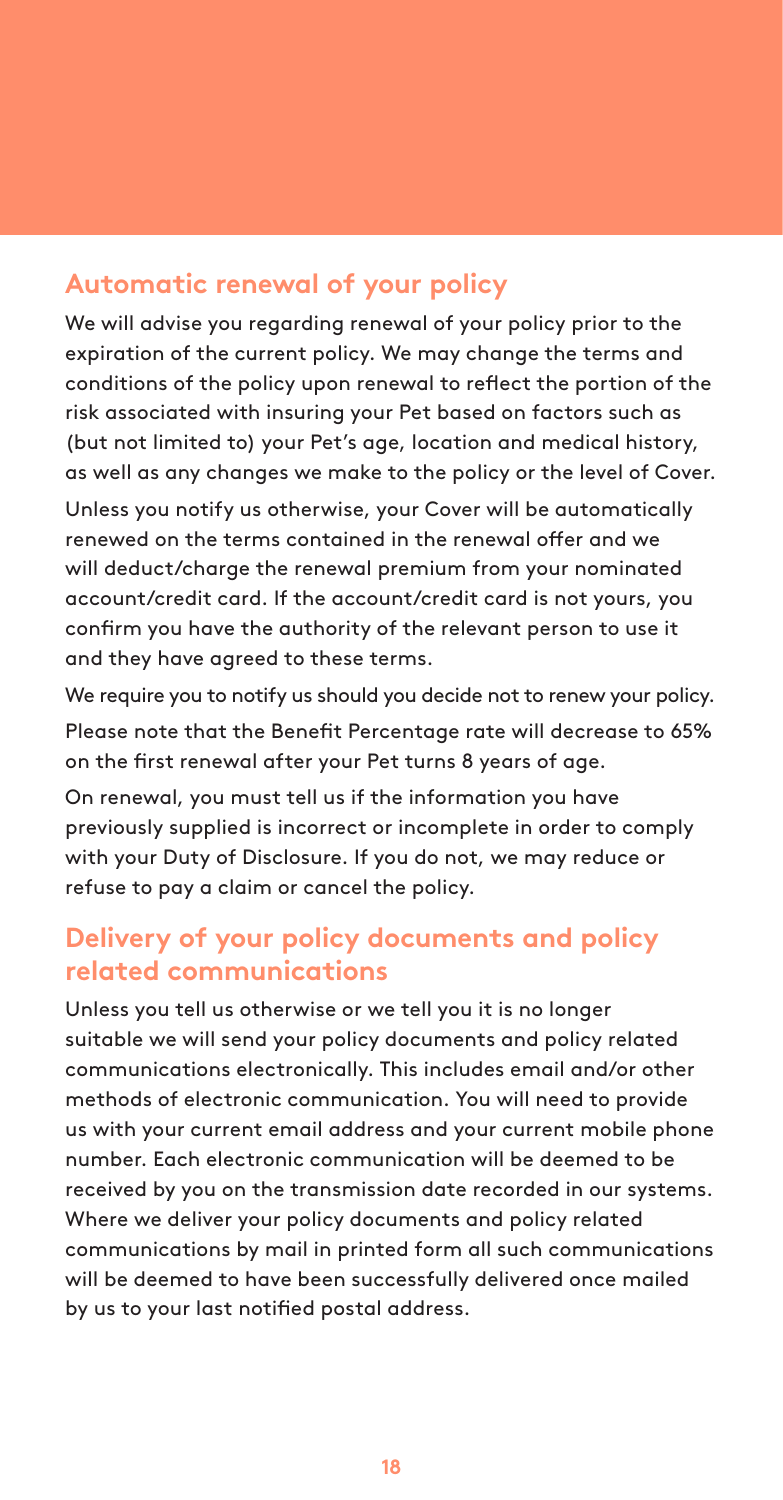## Automatic renewal of your policy

We will advise you regarding renewal of your policy prior to the expiration of the current policy. We may change the terms and conditions of the policy upon renewal to reflect the portion of the risk associated with insuring your Pet based on factors such as (but not limited to) your Pet's age, location and medical history, as well as any changes we make to the policy or the level of Cover.

Unless you notify us otherwise, your Cover will be automatically renewed on the terms contained in the renewal offer and we will deduct/charge the renewal premium from your nominated account/credit card. If the account/credit card is not yours, you confirm you have the authority of the relevant person to use it and they have agreed to these terms.

We require you to notify us should you decide not to renew your policy.

Please note that the Benefit Percentage rate will decrease to 65% on the first renewal after your Pet turns 8 years of age.

On renewal, you must tell us if the information you have previously supplied is incorrect or incomplete in order to comply with your Duty of Disclosure. If you do not, we may reduce or refuse to pay a claim or cancel the policy.

## Delivery of your policy documents and policy related communications

Unless you tell us otherwise or we tell you it is no longer suitable we will send your policy documents and policy related communications electronically. This includes email and/or other methods of electronic communication. You will need to provide us with your current email address and your current mobile phone number. Each electronic communication will be deemed to be received by you on the transmission date recorded in our systems. Where we deliver your policy documents and policy related communications by mail in printed form all such communications will be deemed to have been successfully delivered once mailed by us to your last notified postal address.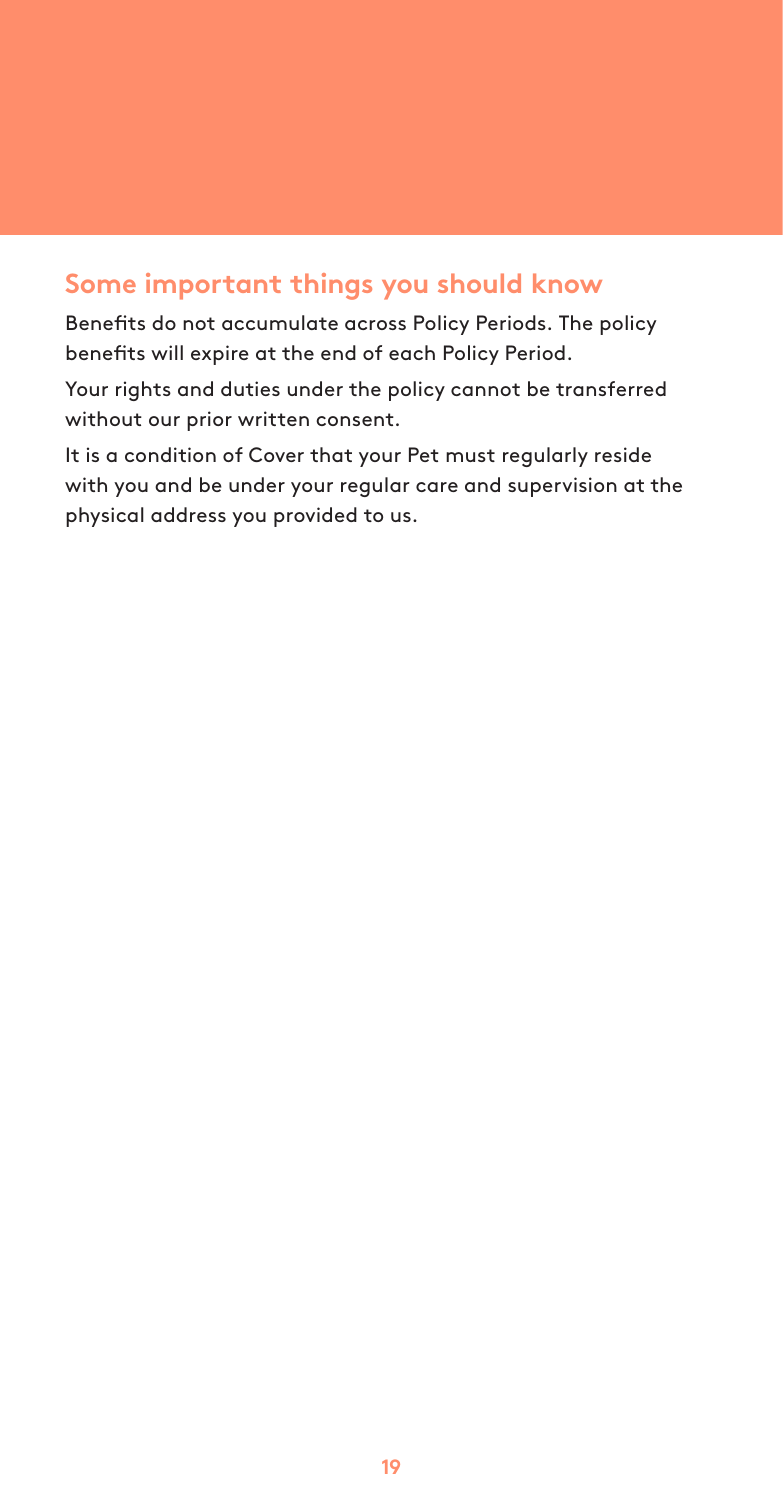## Some important things you should know

Benefits do not accumulate across Policy Periods. The policy benefits will expire at the end of each Policy Period.

Your rights and duties under the policy cannot be transferred without our prior written consent.

It is a condition of Cover that your Pet must regularly reside with you and be under your regular care and supervision at the physical address you provided to us.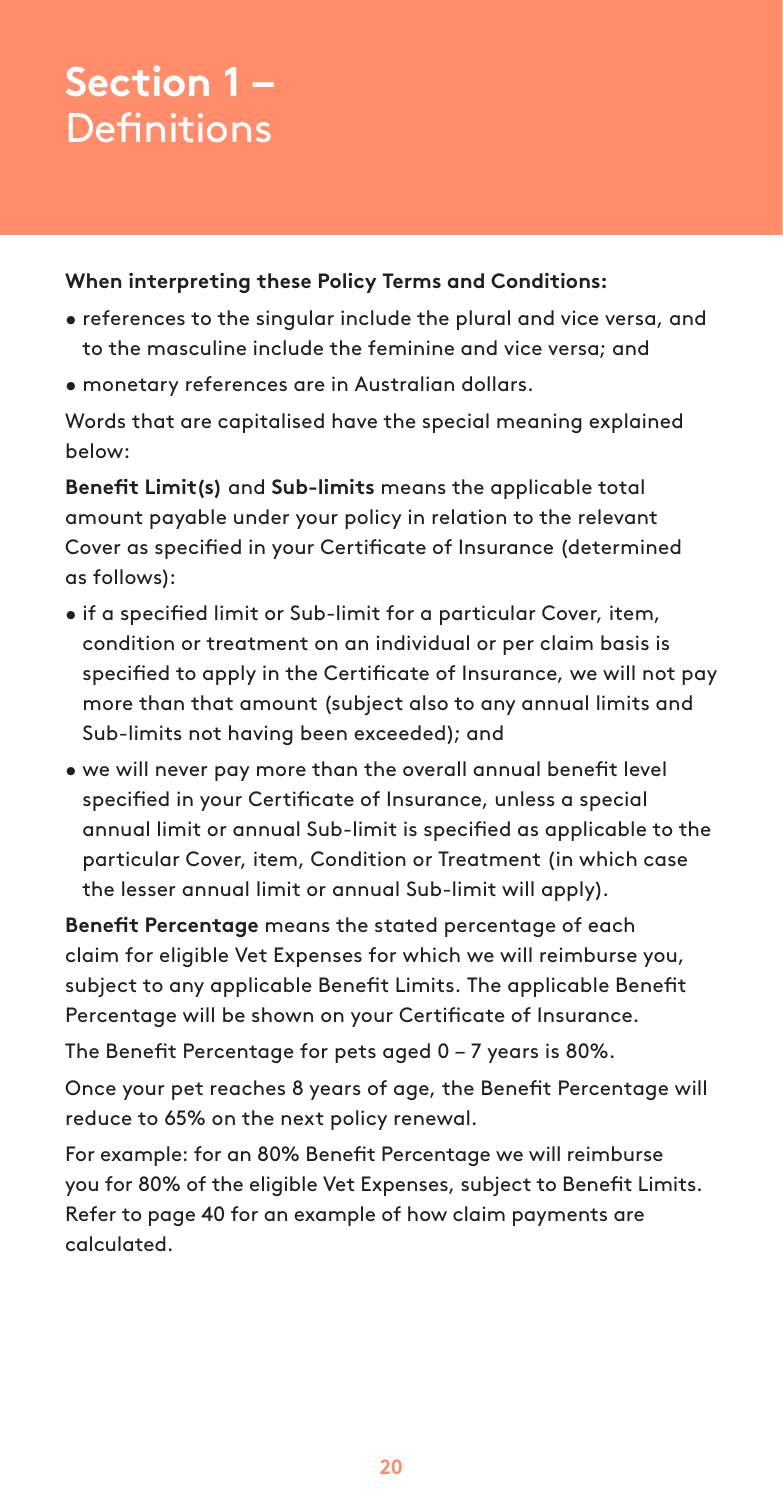# Section 1 – Definitions

**When interpreting these Policy Terms and Conditions:**

- references to the singular include the plural and vice versa, and to the masculine include the feminine and vice versa; and
- monetary references are in Australian dollars.

Words that are capitalised have the special meaning explained below:

**Benefit Limit(s)** and **Sub-limits** means the applicable total amount payable under your policy in relation to the relevant Cover as specified in your Certificate of Insurance (determined as follows):

- if a specified limit or Sub-limit for a particular Cover, item, condition or treatment on an individual or per claim basis is specified to apply in the Certificate of Insurance, we will not pay more than that amount (subject also to any annual limits and Sub-limits not having been exceeded); and
- we will never pay more than the overall annual benefit level specified in your Certificate of Insurance, unless a special annual limit or annual Sub-limit is specified as applicable to the particular Cover, item, Condition or Treatment (in which case the lesser annual limit or annual Sub-limit will apply).

**Benefit Percentage** means the stated percentage of each claim for eligible Vet Expenses for which we will reimburse you, subject to any applicable Benefit Limits. The applicable Benefit Percentage will be shown on your Certificate of Insurance.

The Benefit Percentage for pets aged 0 – 7 years is 80%.

Once your pet reaches 8 years of age, the Benefit Percentage will reduce to 65% on the next policy renewal.

For example: for an 80% Benefit Percentage we will reimburse you for 80% of the eligible Vet Expenses, subject to Benefit Limits. Refer to page 40 for an example of how claim payments are calculated.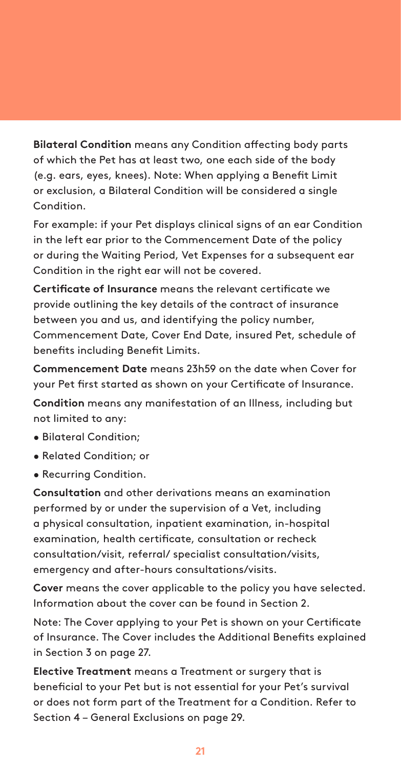**Bilateral Condition** means any Condition affecting body parts of which the Pet has at least two, one each side of the body (e.g. ears, eyes, knees). Note: When applying a Benefit Limit or exclusion, a Bilateral Condition will be considered a single Condition.

For example: if your Pet displays clinical signs of an ear Condition in the left ear prior to the Commencement Date of the policy or during the Waiting Period, Vet Expenses for a subsequent ear Condition in the right ear will not be covered.

**Certificate of Insurance** means the relevant certificate we provide outlining the key details of the contract of insurance between you and us, and identifying the policy number, Commencement Date, Cover End Date, insured Pet, schedule of benefits including Benefit Limits.

**Commencement Date** means 23h59 on the date when Cover for your Pet first started as shown on your Certificate of Insurance.

**Condition** means any manifestation of an Illness, including but not limited to any:

- Bilateral Condition;
- Related Condition; or
- Recurring Condition.

**Consultation** and other derivations means an examination performed by or under the supervision of a Vet, including a physical consultation, inpatient examination, in-hospital examination, health certificate, consultation or recheck consultation/visit, referral/ specialist consultation/visits, emergency and after-hours consultations/visits.

**Cover** means the cover applicable to the policy you have selected. Information about the cover can be found in Section 2.

Note: The Cover applying to your Pet is shown on your Certificate of Insurance. The Cover includes the Additional Benefits explained in Section 3 on page 27.

**Elective Treatment** means a Treatment or surgery that is beneficial to your Pet but is not essential for your Pet's survival or does not form part of the Treatment for a Condition. Refer to Section 4 – General Exclusions on page 29.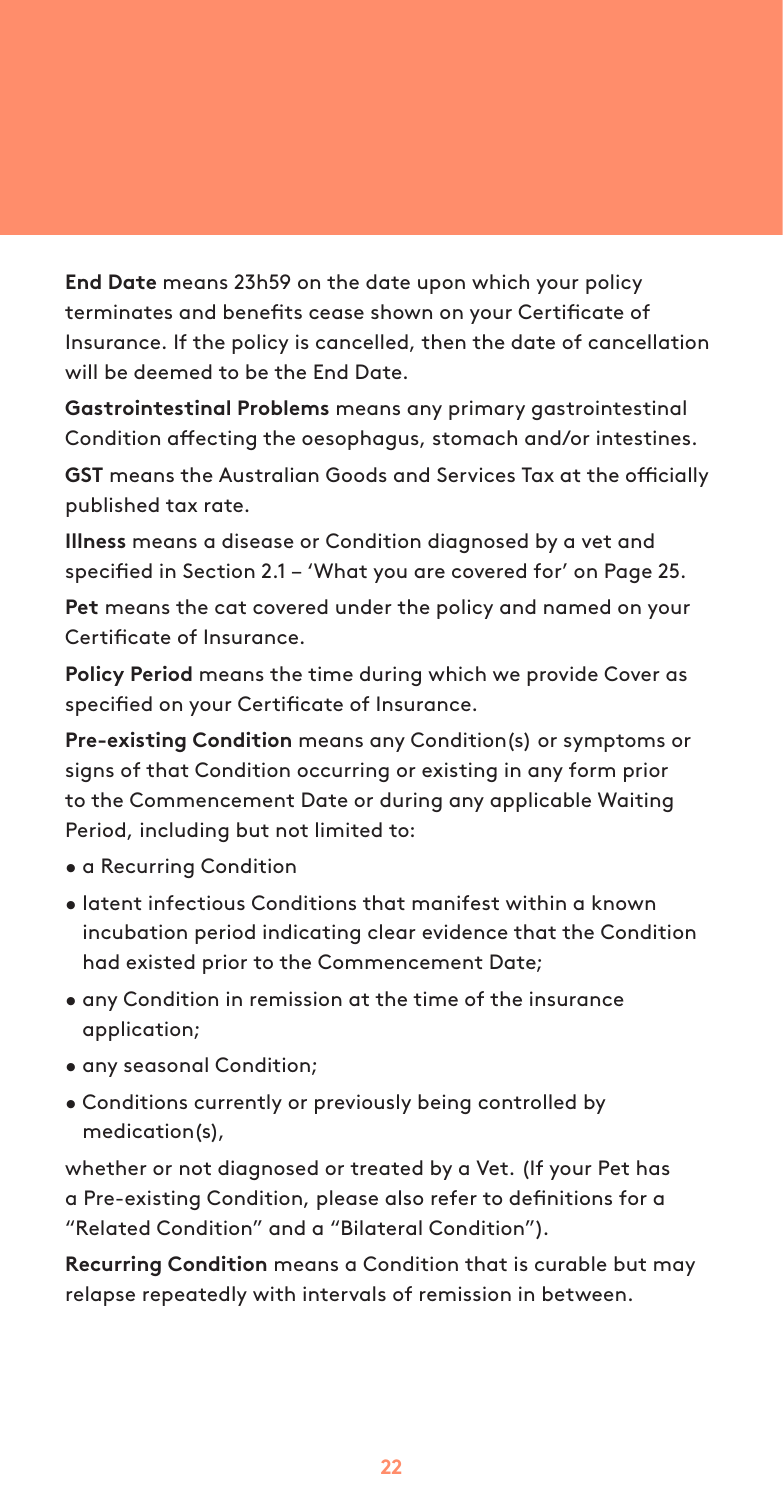**End Date** means 23h59 on the date upon which your policy terminates and benefits cease shown on your Certificate of Insurance. If the policy is cancelled, then the date of cancellation will be deemed to be the End Date.

**Gastrointestinal Problems** means any primary gastrointestinal Condition affecting the oesophagus, stomach and/or intestines.

**GST** means the Australian Goods and Services Tax at the officially published tax rate.

**Illness** means a disease or Condition diagnosed by a vet and specified in Section 2.1 – 'What you are covered for' on Page 25.

**Pet** means the cat covered under the policy and named on your Certificate of Insurance.

**Policy Period** means the time during which we provide Cover as specified on your Certificate of Insurance.

**Pre-existing Condition** means any Condition(s) or symptoms or signs of that Condition occurring or existing in any form prior to the Commencement Date or during any applicable Waiting Period, including but not limited to:

- a Recurring Condition
- latent infectious Conditions that manifest within a known incubation period indicating clear evidence that the Condition had existed prior to the Commencement Date;
- any Condition in remission at the time of the insurance application;
- any seasonal Condition;
- Conditions currently or previously being controlled by medication(s),

whether or not diagnosed or treated by a Vet. (If your Pet has a Pre-existing Condition, please also refer to definitions for a "Related Condition" and a "Bilateral Condition").

**Recurring Condition** means a Condition that is curable but may relapse repeatedly with intervals of remission in between.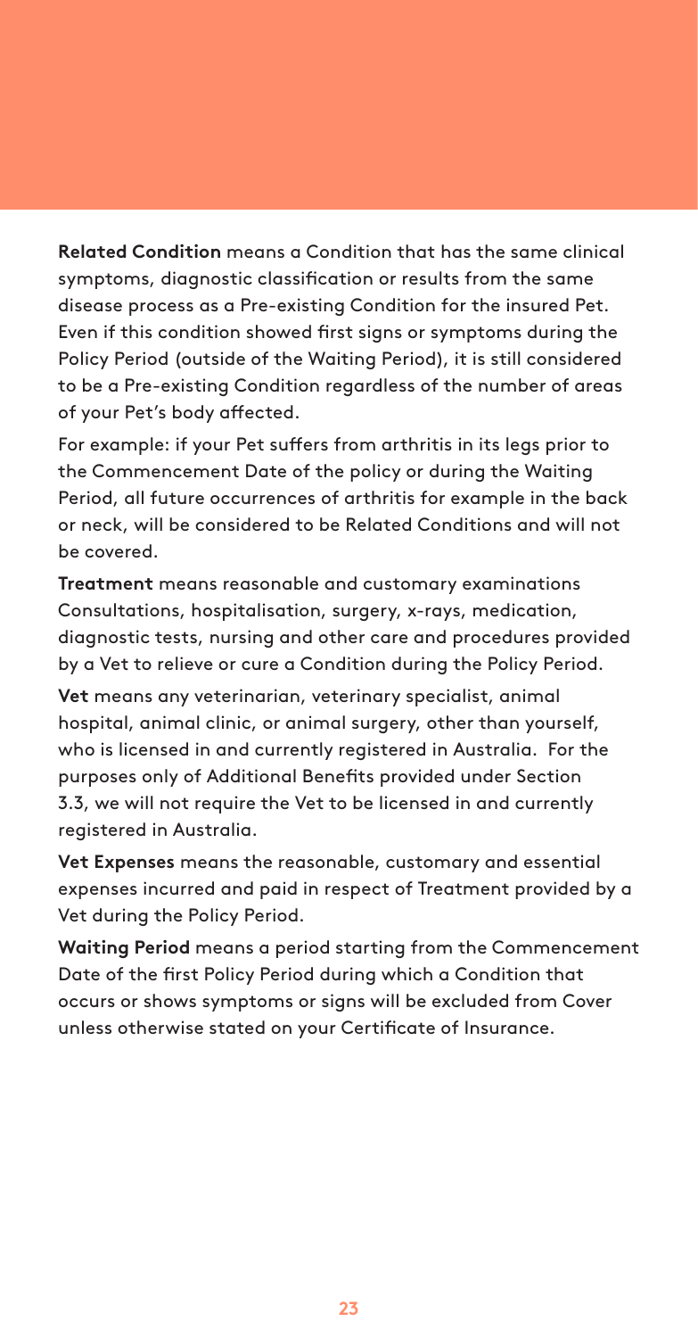**Related Condition** means a Condition that has the same clinical symptoms, diagnostic classification or results from the same disease process as a Pre-existing Condition for the insured Pet. Even if this condition showed first signs or symptoms during the Policy Period (outside of the Waiting Period), it is still considered to be a Pre-existing Condition regardless of the number of areas of your Pet's body affected.

For example: if your Pet suffers from arthritis in its legs prior to the Commencement Date of the policy or during the Waiting Period, all future occurrences of arthritis for example in the back or neck, will be considered to be Related Conditions and will not be covered.

**Treatment** means reasonable and customary examinations Consultations, hospitalisation, surgery, x-rays, medication, diagnostic tests, nursing and other care and procedures provided by a Vet to relieve or cure a Condition during the Policy Period.

**Vet** means any veterinarian, veterinary specialist, animal hospital, animal clinic, or animal surgery, other than yourself, who is licensed in and currently registered in Australia. For the purposes only of Additional Benefits provided under Section 3.3, we will not require the Vet to be licensed in and currently registered in Australia.

**Vet Expenses** means the reasonable, customary and essential expenses incurred and paid in respect of Treatment provided by a Vet during the Policy Period.

**Waiting Period** means a period starting from the Commencement Date of the first Policy Period during which a Condition that occurs or shows symptoms or signs will be excluded from Cover unless otherwise stated on your Certificate of Insurance.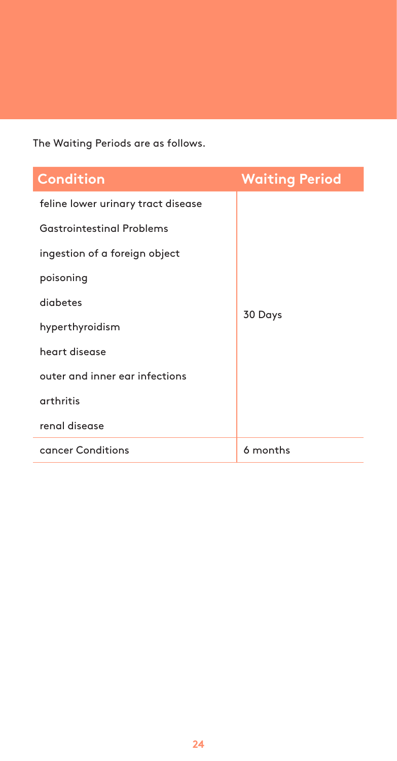The Waiting Periods are as follows.

| Condition | Waiting Period |
| --- | --- |
| feline lower urinary tract disease | 30 Days |
| Gastrointestinal Problems | |
| ingestion of a foreign object | |
| poisoning | |
| diabetes | |
| hyperthyroidism | |
| heart disease | |
| outer and inner ear infections | |
| arthritis | |
| renal disease | |
| cancer Conditions | 6 months |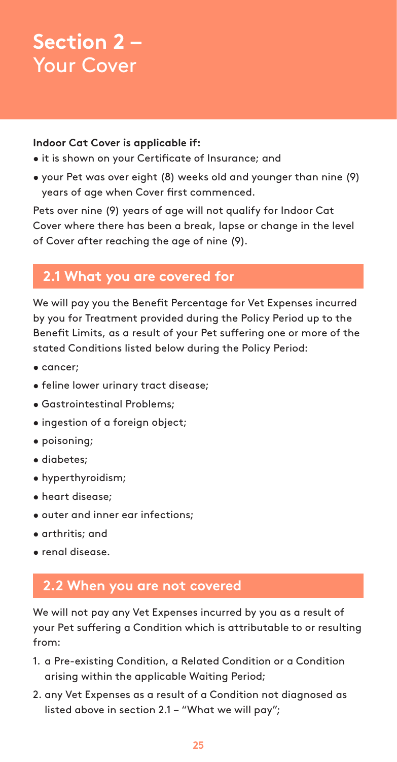# Section 2 – Your Cover

**Indoor Cat Cover is applicable if:**

- it is shown on your Certificate of Insurance; and
- your Pet was over eight (8) weeks old and younger than nine (9) years of age when Cover first commenced.

Pets over nine (9) years of age will not qualify for Indoor Cat Cover where there has been a break, lapse or change in the level of Cover after reaching the age of nine (9).

## 2.1 What you are covered for

We will pay you the Benefit Percentage for Vet Expenses incurred by you for Treatment provided during the Policy Period up to the Benefit Limits, as a result of your Pet suffering one or more of the stated Conditions listed below during the Policy Period:

- cancer;
- feline lower urinary tract disease;
- Gastrointestinal Problems;
- ingestion of a foreign object;
- poisoning;
- diabetes;
- hyperthyroidism;
- heart disease;
- outer and inner ear infections;
- arthritis; and
- renal disease.

## 2.2 When you are not covered

We will not pay any Vet Expenses incurred by you as a result of your Pet suffering a Condition which is attributable to or resulting from:

1. a Pre-existing Condition, a Related Condition or a Condition arising within the applicable Waiting Period;
2. any Vet Expenses as a result of a Condition not diagnosed as listed above in section 2.1 – "What we will pay";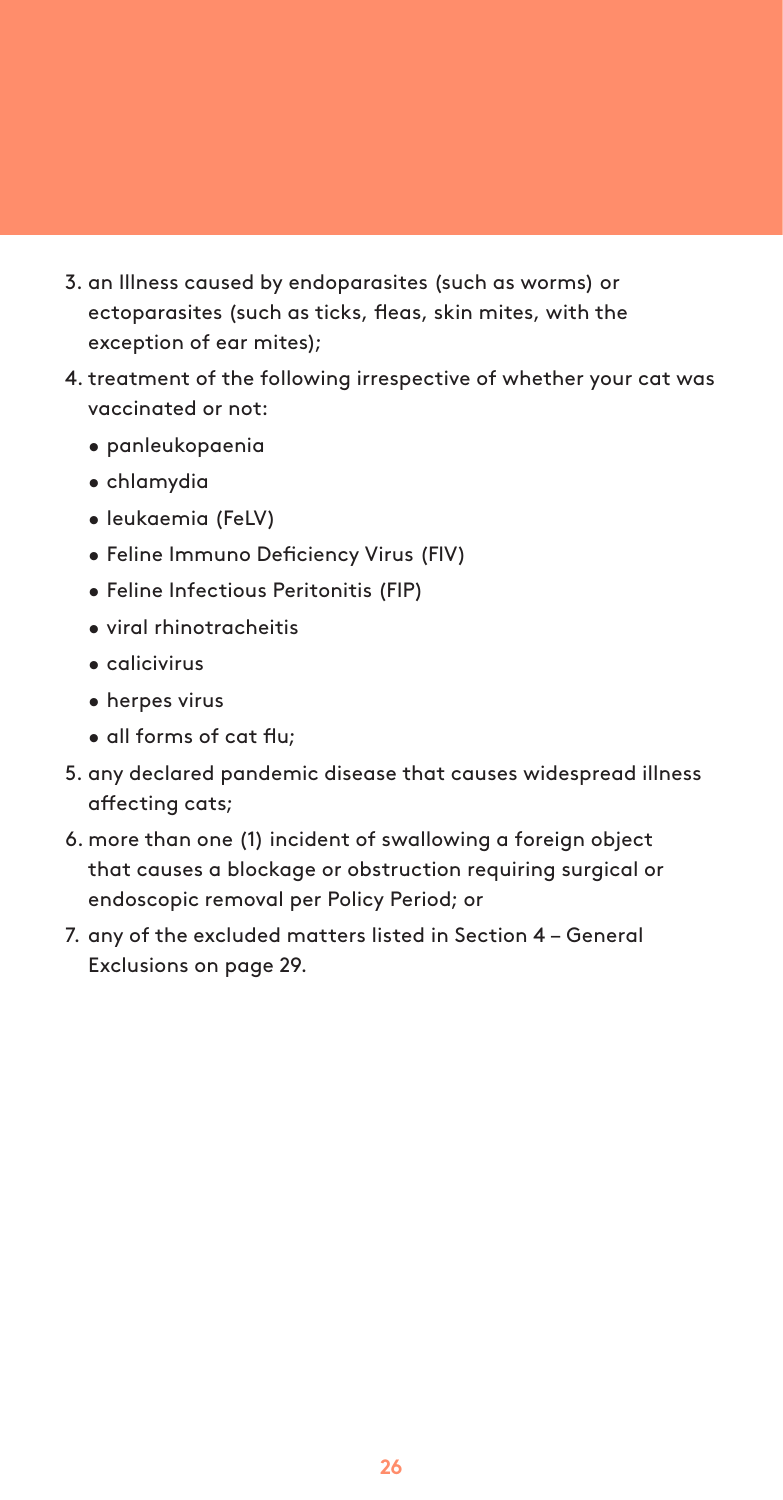3. an Illness caused by endoparasites (such as worms) or ectoparasites (such as ticks, fleas, skin mites, with the exception of ear mites);
4. treatment of the following irrespective of whether your cat was vaccinated or not:
   - panleukopaenia
   - chlamydia
   - leukaemia (FeLV)
   - Feline Immuno Deficiency Virus (FIV)
   - Feline Infectious Peritonitis (FIP)
   - viral rhinotracheitis
   - calicivirus
   - herpes virus
   - all forms of cat flu;
5. any declared pandemic disease that causes widespread illness affecting cats;
6. more than one (1) incident of swallowing a foreign object that causes a blockage or obstruction requiring surgical or endoscopic removal per Policy Period; or
7. any of the excluded matters listed in Section 4 – General Exclusions on page 29.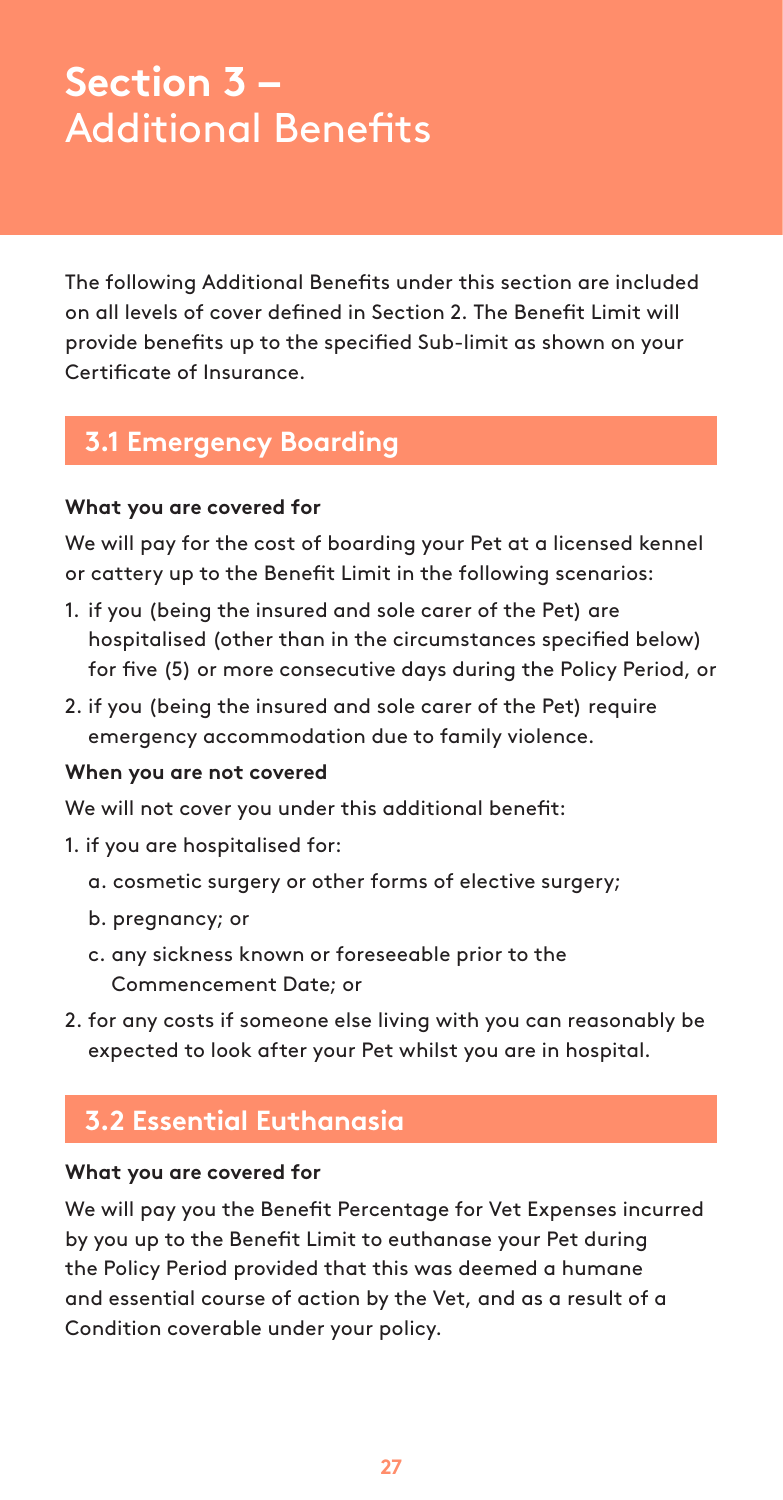# Section 3 – Additional Benefits

The following Additional Benefits under this section are included on all levels of cover defined in Section 2. The Benefit Limit will provide benefits up to the specified Sub-limit as shown on your Certificate of Insurance.

## 3.1 Emergency Boarding

**What you are covered for**

We will pay for the cost of boarding your Pet at a licensed kennel or cattery up to the Benefit Limit in the following scenarios:

1. if you (being the insured and sole carer of the Pet) are hospitalised (other than in the circumstances specified below) for five (5) or more consecutive days during the Policy Period, or
2. if you (being the insured and sole carer of the Pet) require emergency accommodation due to family violence.

**When you are not covered**

We will not cover you under this additional benefit:

1. if you are hospitalised for:
   a. cosmetic surgery or other forms of elective surgery;
   b. pregnancy; or
   c. any sickness known or foreseeable prior to the Commencement Date; or
2. for any costs if someone else living with you can reasonably be expected to look after your Pet whilst you are in hospital.

## 3.2 Essential Euthanasia

**What you are covered for**

We will pay you the Benefit Percentage for Vet Expenses incurred by you up to the Benefit Limit to euthanase your Pet during the Policy Period provided that this was deemed a humane and essential course of action by the Vet, and as a result of a Condition coverable under your policy.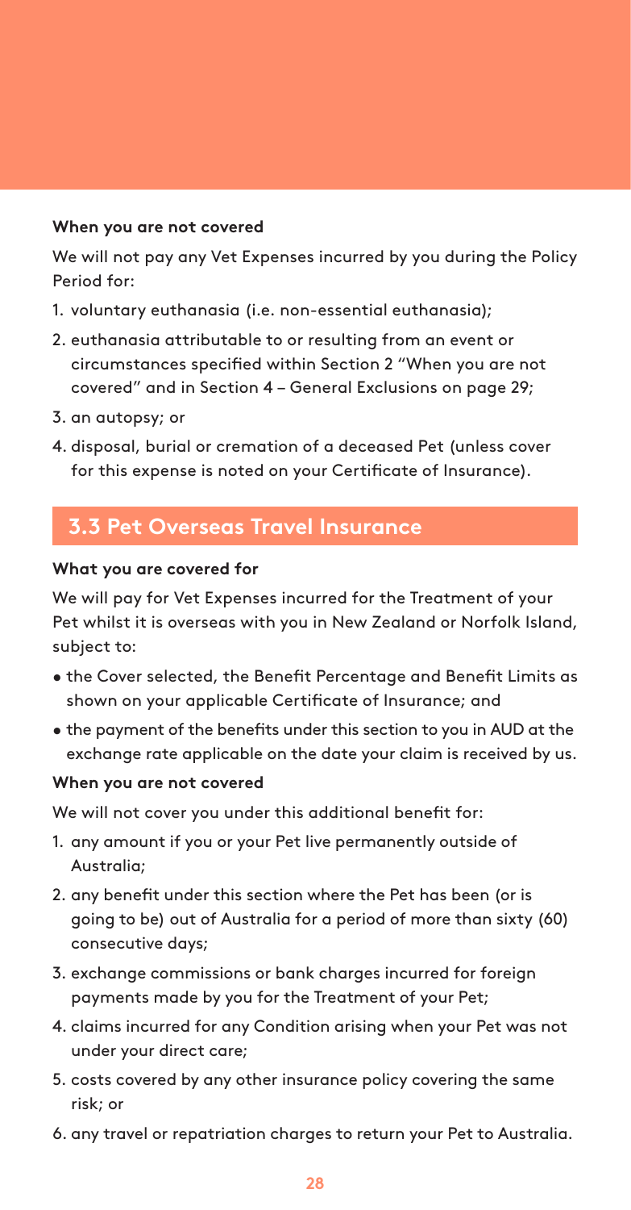**When you are not covered**

We will not pay any Vet Expenses incurred by you during the Policy Period for:

1. voluntary euthanasia (i.e. non-essential euthanasia);
2. euthanasia attributable to or resulting from an event or circumstances specified within Section 2 "When you are not covered" and in Section 4 – General Exclusions on page 29;
3. an autopsy; or
4. disposal, burial or cremation of a deceased Pet (unless cover for this expense is noted on your Certificate of Insurance).

## 3.3 Pet Overseas Travel Insurance

**What you are covered for**

We will pay for Vet Expenses incurred for the Treatment of your Pet whilst it is overseas with you in New Zealand or Norfolk Island, subject to:

- the Cover selected, the Benefit Percentage and Benefit Limits as shown on your applicable Certificate of Insurance; and
- the payment of the benefits under this section to you in AUD at the exchange rate applicable on the date your claim is received by us.

**When you are not covered**

We will not cover you under this additional benefit for:

1. any amount if you or your Pet live permanently outside of Australia;
2. any benefit under this section where the Pet has been (or is going to be) out of Australia for a period of more than sixty (60) consecutive days;
3. exchange commissions or bank charges incurred for foreign payments made by you for the Treatment of your Pet;
4. claims incurred for any Condition arising when your Pet was not under your direct care;
5. costs covered by any other insurance policy covering the same risk; or
6. any travel or repatriation charges to return your Pet to Australia.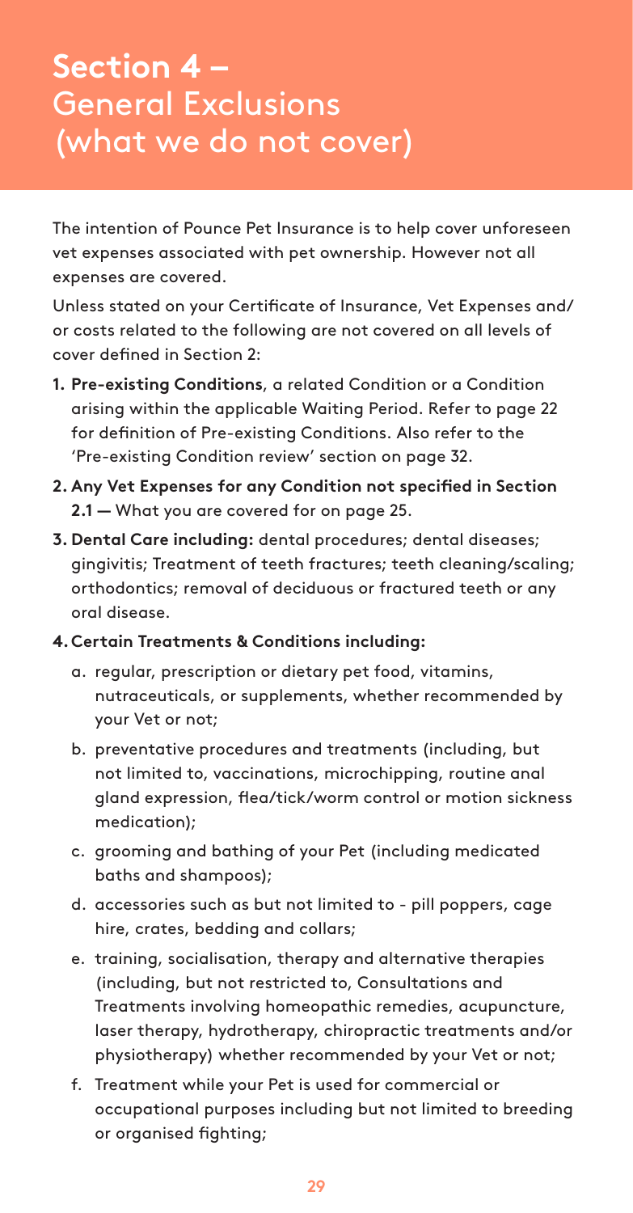# Section 4 – General Exclusions (what we do not cover)

The intention of Pounce Pet Insurance is to help cover unforeseen vet expenses associated with pet ownership. However not all expenses are covered.

Unless stated on your Certificate of Insurance, Vet Expenses and/or costs related to the following are not covered on all levels of cover defined in Section 2:

1. **Pre-existing Conditions**, a related Condition or a Condition arising within the applicable Waiting Period. Refer to page 22 for definition of Pre-existing Conditions. Also refer to the 'Pre-existing Condition review' section on page 32.
2. **Any Vet Expenses for any Condition not specified in Section 2.1 —** What you are covered for on page 25.
3. **Dental Care including:** dental procedures; dental diseases; gingivitis; Treatment of teeth fractures; teeth cleaning/scaling; orthodontics; removal of deciduous or fractured teeth or any oral disease.
4. **Certain Treatments & Conditions including:**
   a. regular, prescription or dietary pet food, vitamins, nutraceuticals, or supplements, whether recommended by your Vet or not;
   b. preventative procedures and treatments (including, but not limited to, vaccinations, microchipping, routine anal gland expression, flea/tick/worm control or motion sickness medication);
   c. grooming and bathing of your Pet (including medicated baths and shampoos);
   d. accessories such as but not limited to - pill poppers, cage hire, crates, bedding and collars;
   e. training, socialisation, therapy and alternative therapies (including, but not restricted to, Consultations and Treatments involving homeopathic remedies, acupuncture, laser therapy, hydrotherapy, chiropractic treatments and/or physiotherapy) whether recommended by your Vet or not;
   f. Treatment while your Pet is used for commercial or occupational purposes including but not limited to breeding or organised fighting;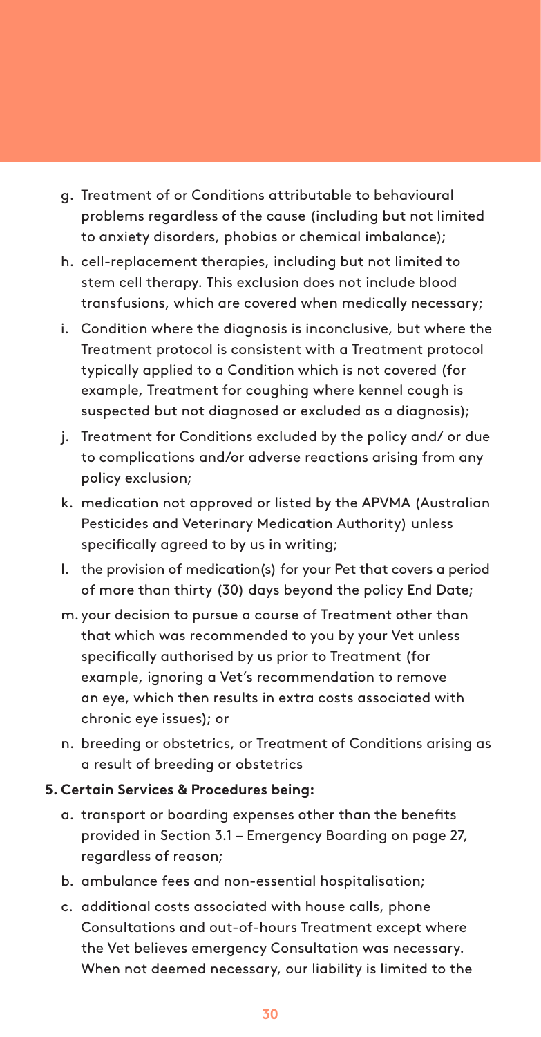g. Treatment of or Conditions attributable to behavioural problems regardless of the cause (including but not limited to anxiety disorders, phobias or chemical imbalance);

h. cell-replacement therapies, including but not limited to stem cell therapy. This exclusion does not include blood transfusions, which are covered when medically necessary;

i. Condition where the diagnosis is inconclusive, but where the Treatment protocol is consistent with a Treatment protocol typically applied to a Condition which is not covered (for example, Treatment for coughing where kennel cough is suspected but not diagnosed or excluded as a diagnosis);

j. Treatment for Conditions excluded by the policy and/ or due to complications and/or adverse reactions arising from any policy exclusion;

k. medication not approved or listed by the APVMA (Australian Pesticides and Veterinary Medication Authority) unless specifically agreed to by us in writing;

l. the provision of medication(s) for your Pet that covers a period of more than thirty (30) days beyond the policy End Date;

m. your decision to pursue a course of Treatment other than that which was recommended to you by your Vet unless specifically authorised by us prior to Treatment (for example, ignoring a Vet's recommendation to remove an eye, which then results in extra costs associated with chronic eye issues); or

n. breeding or obstetrics, or Treatment of Conditions arising as a result of breeding or obstetrics

**5. Certain Services & Procedures being:**

a. transport or boarding expenses other than the benefits provided in Section 3.1 – Emergency Boarding on page 27, regardless of reason;

b. ambulance fees and non-essential hospitalisation;

c. additional costs associated with house calls, phone Consultations and out-of-hours Treatment except where the Vet believes emergency Consultation was necessary. When not deemed necessary, our liability is limited to the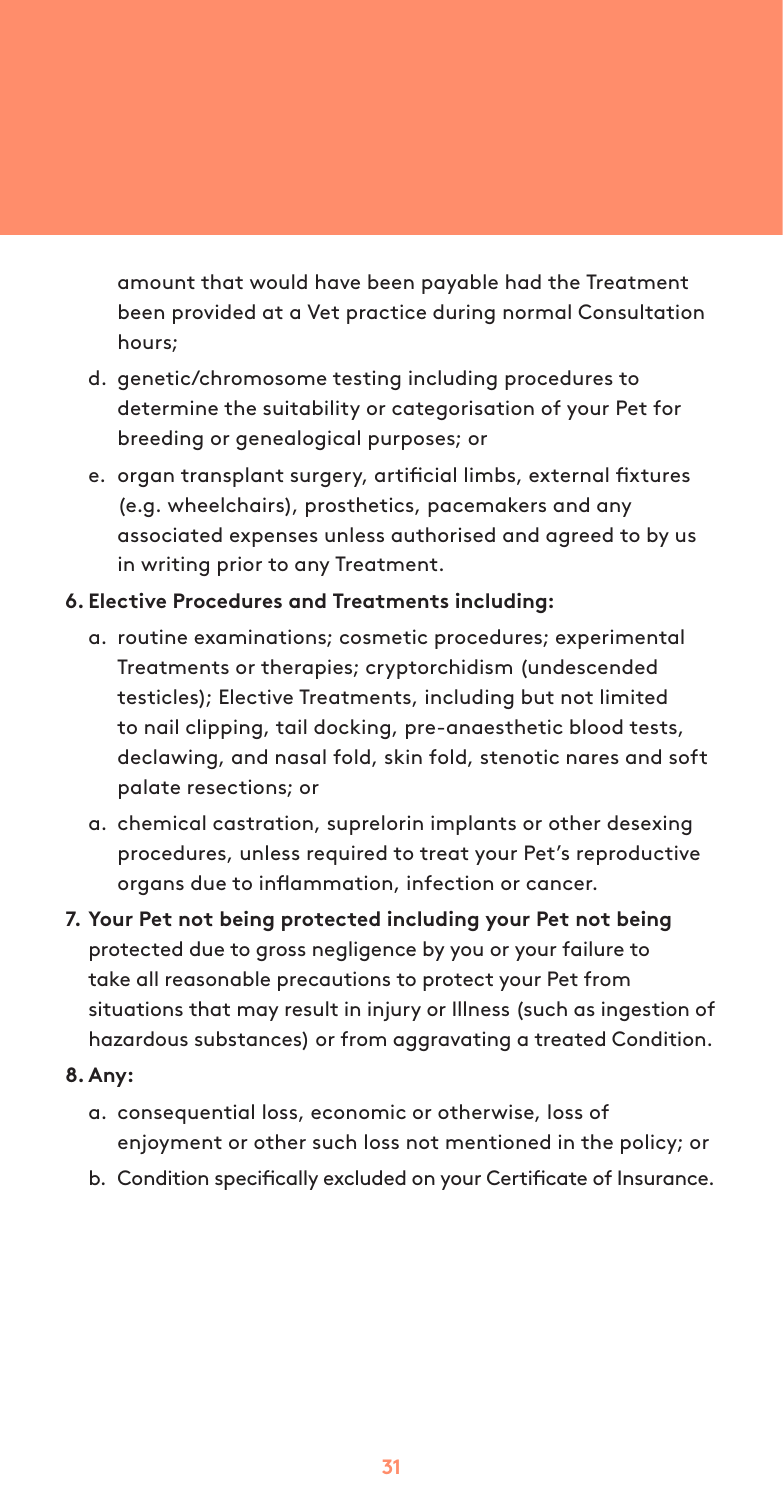amount that would have been payable had the Treatment been provided at a Vet practice during normal Consultation hours;

d. genetic/chromosome testing including procedures to determine the suitability or categorisation of your Pet for breeding or genealogical purposes; or

e. organ transplant surgery, artificial limbs, external fixtures (e.g. wheelchairs), prosthetics, pacemakers and any associated expenses unless authorised and agreed to by us in writing prior to any Treatment.

**6. Elective Procedures and Treatments including:**

a. routine examinations; cosmetic procedures; experimental Treatments or therapies; cryptorchidism (undescended testicles); Elective Treatments, including but not limited to nail clipping, tail docking, pre-anaesthetic blood tests, declawing, and nasal fold, skin fold, stenotic nares and soft palate resections; or

a. chemical castration, suprelorin implants or other desexing procedures, unless required to treat your Pet's reproductive organs due to inflammation, infection or cancer.

**7. Your Pet not being protected including your Pet not being** protected due to gross negligence by you or your failure to take all reasonable precautions to protect your Pet from situations that may result in injury or Illness (such as ingestion of hazardous substances) or from aggravating a treated Condition.

**8. Any:**

a. consequential loss, economic or otherwise, loss of enjoyment or other such loss not mentioned in the policy; or

b. Condition specifically excluded on your Certificate of Insurance.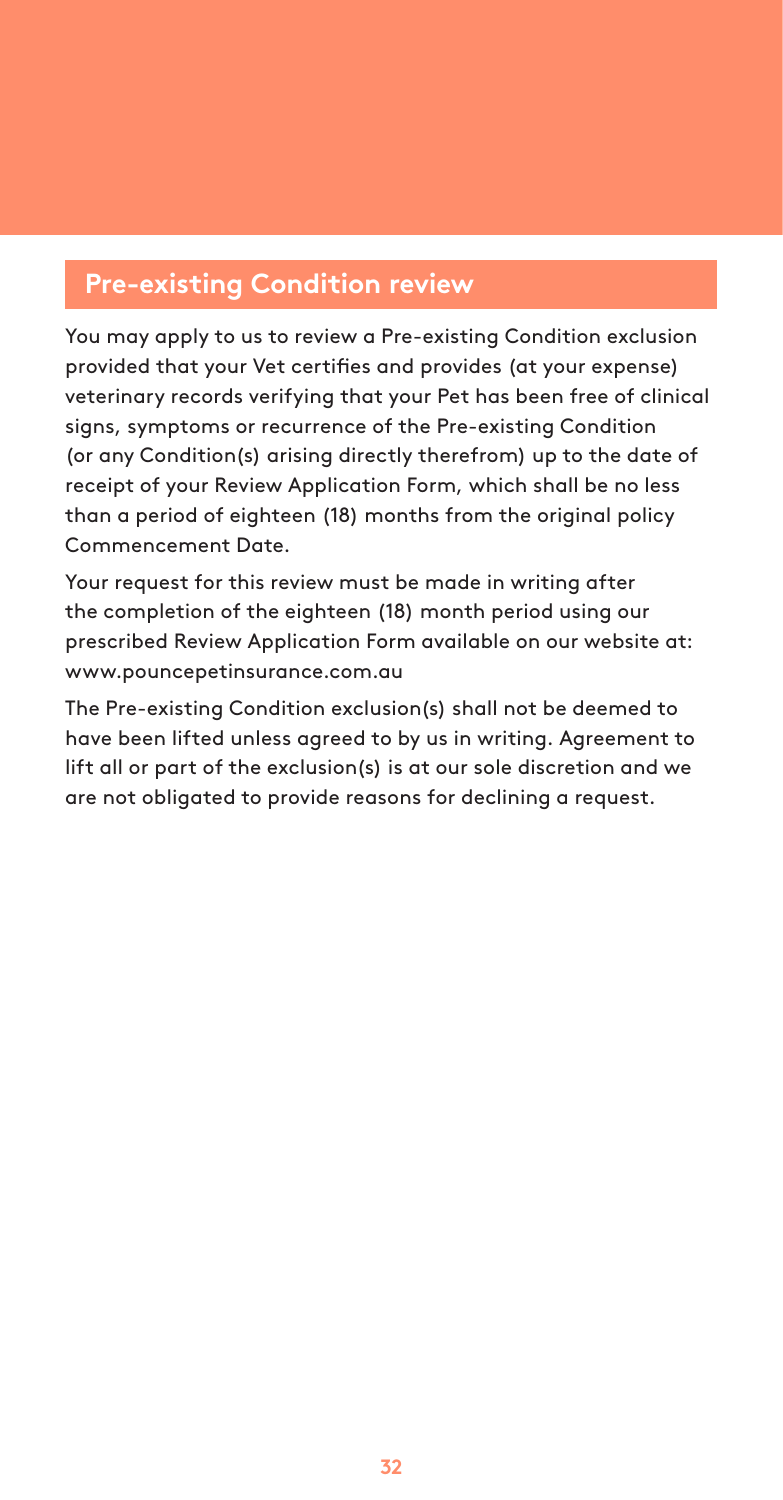## Pre-existing Condition review

You may apply to us to review a Pre-existing Condition exclusion provided that your Vet certifies and provides (at your expense) veterinary records verifying that your Pet has been free of clinical signs, symptoms or recurrence of the Pre-existing Condition (or any Condition(s) arising directly therefrom) up to the date of receipt of your Review Application Form, which shall be no less than a period of eighteen (18) months from the original policy Commencement Date.

Your request for this review must be made in writing after the completion of the eighteen (18) month period using our prescribed Review Application Form available on our website at: www.pouncepetinsurance.com.au

The Pre-existing Condition exclusion(s) shall not be deemed to have been lifted unless agreed to by us in writing. Agreement to lift all or part of the exclusion(s) is at our sole discretion and we are not obligated to provide reasons for declining a request.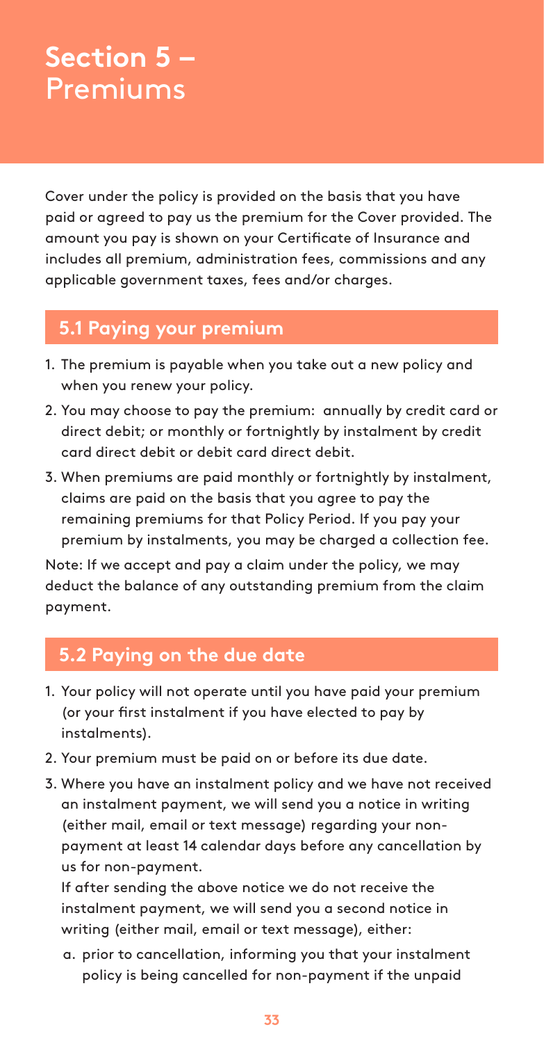# Section 5 – Premiums

Cover under the policy is provided on the basis that you have paid or agreed to pay us the premium for the Cover provided. The amount you pay is shown on your Certificate of Insurance and includes all premium, administration fees, commissions and any applicable government taxes, fees and/or charges.

## 5.1 Paying your premium

1. The premium is payable when you take out a new policy and when you renew your policy.
2. You may choose to pay the premium: annually by credit card or direct debit; or monthly or fortnightly by instalment by credit card direct debit or debit card direct debit.
3. When premiums are paid monthly or fortnightly by instalment, claims are paid on the basis that you agree to pay the remaining premiums for that Policy Period. If you pay your premium by instalments, you may be charged a collection fee.

Note: If we accept and pay a claim under the policy, we may deduct the balance of any outstanding premium from the claim payment.

## 5.2 Paying on the due date

1. Your policy will not operate until you have paid your premium (or your first instalment if you have elected to pay by instalments).
2. Your premium must be paid on or before its due date.
3. Where you have an instalment policy and we have not received an instalment payment, we will send you a notice in writing (either mail, email or text message) regarding your non-payment at least 14 calendar days before any cancellation by us for non-payment.

   If after sending the above notice we do not receive the instalment payment, we will send you a second notice in writing (either mail, email or text message), either:

   a. prior to cancellation, informing you that your instalment policy is being cancelled for non-payment if the unpaid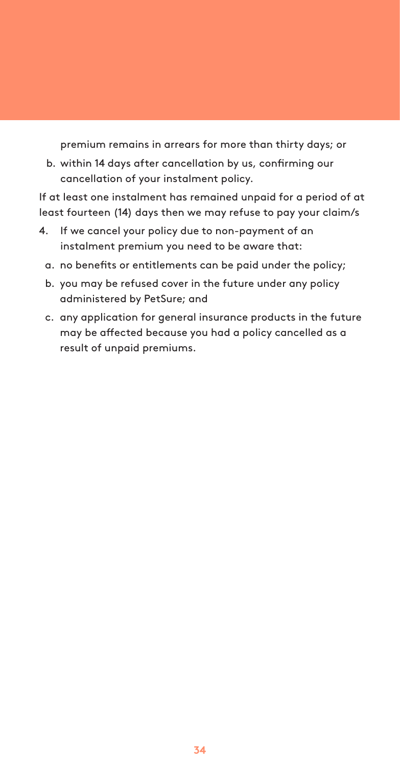premium remains in arrears for more than thirty days; or

b. within 14 days after cancellation by us, confirming our cancellation of your instalment policy.

If at least one instalment has remained unpaid for a period of at least fourteen (14) days then we may refuse to pay your claim/s

4. If we cancel your policy due to non-payment of an instalment premium you need to be aware that:
   a. no benefits or entitlements can be paid under the policy;
   b. you may be refused cover in the future under any policy administered by PetSure; and
   c. any application for general insurance products in the future may be affected because you had a policy cancelled as a result of unpaid premiums.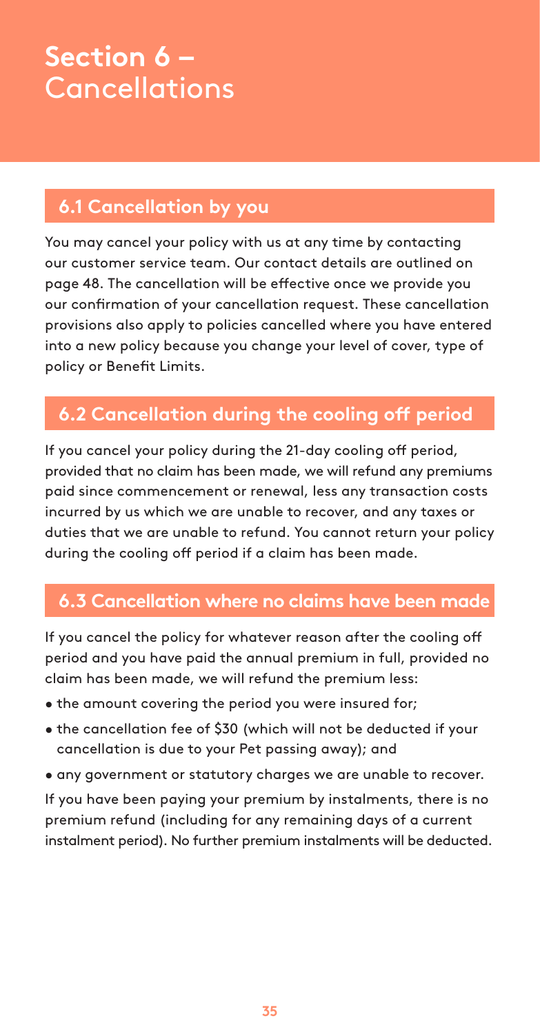# Section 6 – Cancellations

## 6.1 Cancellation by you

You may cancel your policy with us at any time by contacting our customer service team. Our contact details are outlined on page 48. The cancellation will be effective once we provide you our confirmation of your cancellation request. These cancellation provisions also apply to policies cancelled where you have entered into a new policy because you change your level of cover, type of policy or Benefit Limits.

## 6.2 Cancellation during the cooling off period

If you cancel your policy during the 21-day cooling off period, provided that no claim has been made, we will refund any premiums paid since commencement or renewal, less any transaction costs incurred by us which we are unable to recover, and any taxes or duties that we are unable to refund. You cannot return your policy during the cooling off period if a claim has been made.

## 6.3 Cancellation where no claims have been made

If you cancel the policy for whatever reason after the cooling off period and you have paid the annual premium in full, provided no claim has been made, we will refund the premium less:

- the amount covering the period you were insured for;
- the cancellation fee of $30 (which will not be deducted if your cancellation is due to your Pet passing away); and
- any government or statutory charges we are unable to recover.

If you have been paying your premium by instalments, there is no premium refund (including for any remaining days of a current instalment period). No further premium instalments will be deducted.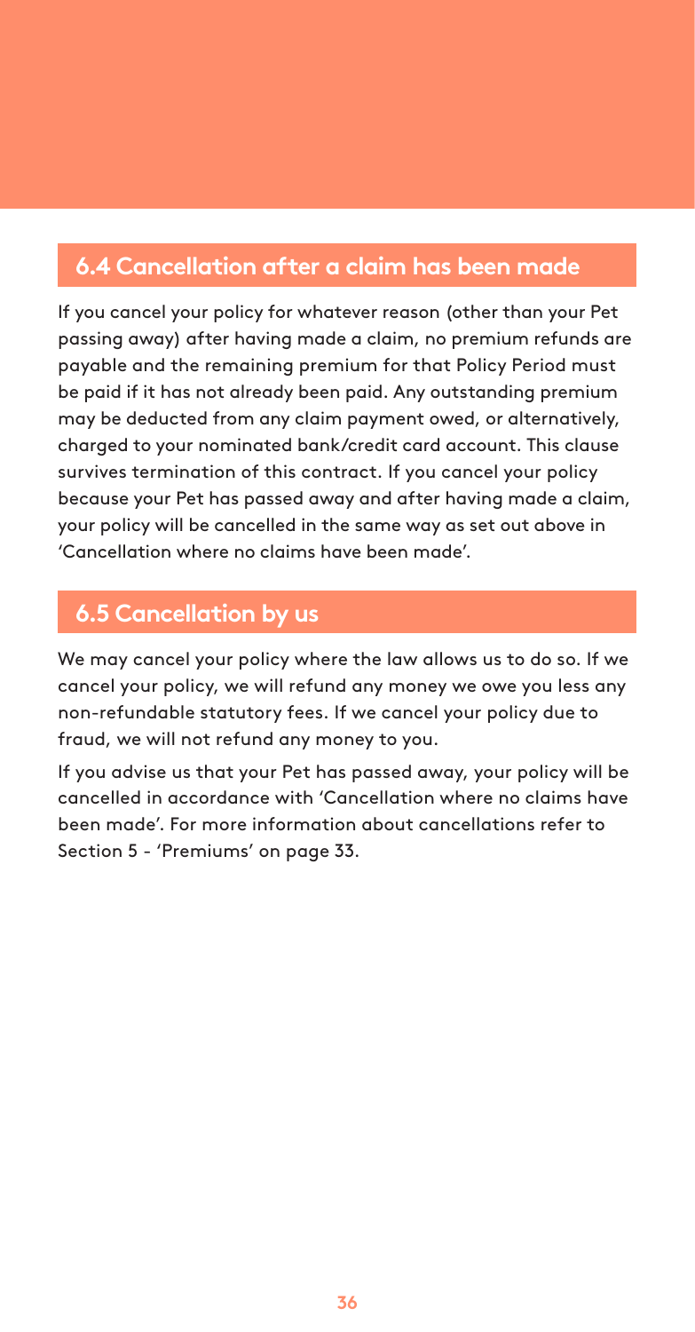## 6.4 Cancellation after a claim has been made

If you cancel your policy for whatever reason (other than your Pet passing away) after having made a claim, no premium refunds are payable and the remaining premium for that Policy Period must be paid if it has not already been paid. Any outstanding premium may be deducted from any claim payment owed, or alternatively, charged to your nominated bank/credit card account. This clause survives termination of this contract. If you cancel your policy because your Pet has passed away and after having made a claim, your policy will be cancelled in the same way as set out above in 'Cancellation where no claims have been made'.

## 6.5 Cancellation by us

We may cancel your policy where the law allows us to do so. If we cancel your policy, we will refund any money we owe you less any non-refundable statutory fees. If we cancel your policy due to fraud, we will not refund any money to you.

If you advise us that your Pet has passed away, your policy will be cancelled in accordance with 'Cancellation where no claims have been made'. For more information about cancellations refer to Section 5 - 'Premiums' on page 33.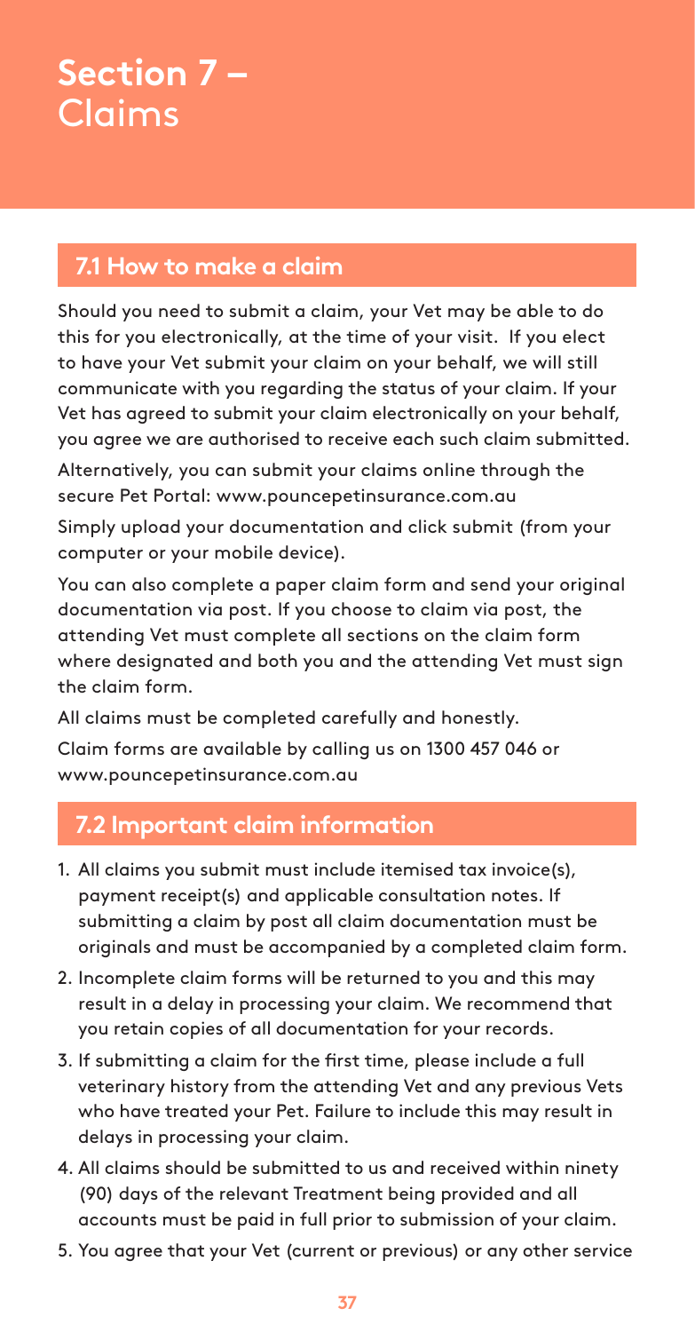# Section 7 – Claims

## 7.1 How to make a claim

Should you need to submit a claim, your Vet may be able to do this for you electronically, at the time of your visit. If you elect to have your Vet submit your claim on your behalf, we will still communicate with you regarding the status of your claim. If your Vet has agreed to submit your claim electronically on your behalf, you agree we are authorised to receive each such claim submitted.

Alternatively, you can submit your claims online through the secure Pet Portal: www.pouncepetinsurance.com.au

Simply upload your documentation and click submit (from your computer or your mobile device).

You can also complete a paper claim form and send your original documentation via post. If you choose to claim via post, the attending Vet must complete all sections on the claim form where designated and both you and the attending Vet must sign the claim form.

All claims must be completed carefully and honestly.

Claim forms are available by calling us on 1300 457 046 or www.pouncepetinsurance.com.au

## 7.2 Important claim information

1. All claims you submit must include itemised tax invoice(s), payment receipt(s) and applicable consultation notes. If submitting a claim by post all claim documentation must be originals and must be accompanied by a completed claim form.
2. Incomplete claim forms will be returned to you and this may result in a delay in processing your claim. We recommend that you retain copies of all documentation for your records.
3. If submitting a claim for the first time, please include a full veterinary history from the attending Vet and any previous Vets who have treated your Pet. Failure to include this may result in delays in processing your claim.
4. All claims should be submitted to us and received within ninety (90) days of the relevant Treatment being provided and all accounts must be paid in full prior to submission of your claim.
5. You agree that your Vet (current or previous) or any other service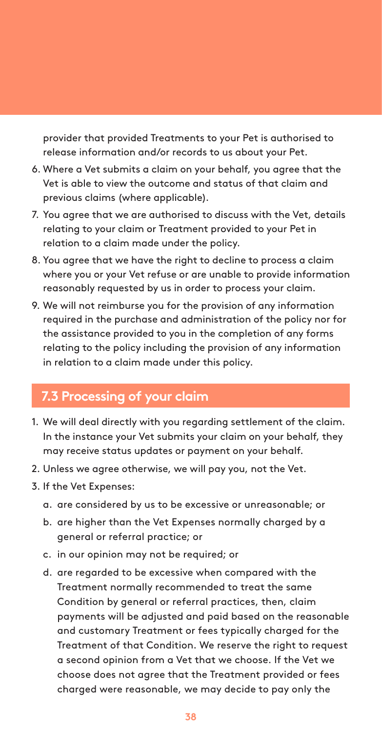provider that provided Treatments to your Pet is authorised to release information and/or records to us about your Pet.

6. Where a Vet submits a claim on your behalf, you agree that the Vet is able to view the outcome and status of that claim and previous claims (where applicable).
7. You agree that we are authorised to discuss with the Vet, details relating to your claim or Treatment provided to your Pet in relation to a claim made under the policy.
8. You agree that we have the right to decline to process a claim where you or your Vet refuse or are unable to provide information reasonably requested by us in order to process your claim.
9. We will not reimburse you for the provision of any information required in the purchase and administration of the policy nor for the assistance provided to you in the completion of any forms relating to the policy including the provision of any information in relation to a claim made under this policy.

## 7.3 Processing of your claim

1. We will deal directly with you regarding settlement of the claim. In the instance your Vet submits your claim on your behalf, they may receive status updates or payment on your behalf.
2. Unless we agree otherwise, we will pay you, not the Vet.
3. If the Vet Expenses:
   a. are considered by us to be excessive or unreasonable; or
   b. are higher than the Vet Expenses normally charged by a general or referral practice; or
   c. in our opinion may not be required; or
   d. are regarded to be excessive when compared with the Treatment normally recommended to treat the same Condition by general or referral practices, then, claim payments will be adjusted and paid based on the reasonable and customary Treatment or fees typically charged for the Treatment of that Condition. We reserve the right to request a second opinion from a Vet that we choose. If the Vet we choose does not agree that the Treatment provided or fees charged were reasonable, we may decide to pay only the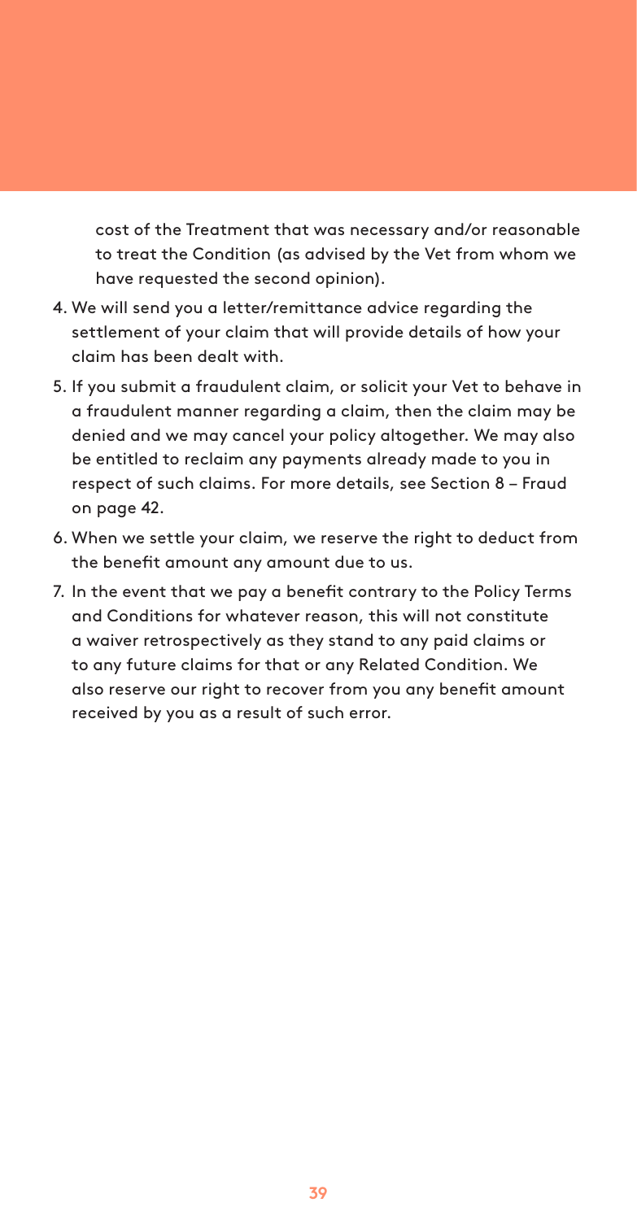cost of the Treatment that was necessary and/or reasonable to treat the Condition (as advised by the Vet from whom we have requested the second opinion).

4. We will send you a letter/remittance advice regarding the settlement of your claim that will provide details of how your claim has been dealt with.
5. If you submit a fraudulent claim, or solicit your Vet to behave in a fraudulent manner regarding a claim, then the claim may be denied and we may cancel your policy altogether. We may also be entitled to reclaim any payments already made to you in respect of such claims. For more details, see Section 8 – Fraud on page 42.
6. When we settle your claim, we reserve the right to deduct from the benefit amount any amount due to us.
7. In the event that we pay a benefit contrary to the Policy Terms and Conditions for whatever reason, this will not constitute a waiver retrospectively as they stand to any paid claims or to any future claims for that or any Related Condition. We also reserve our right to recover from you any benefit amount received by you as a result of such error.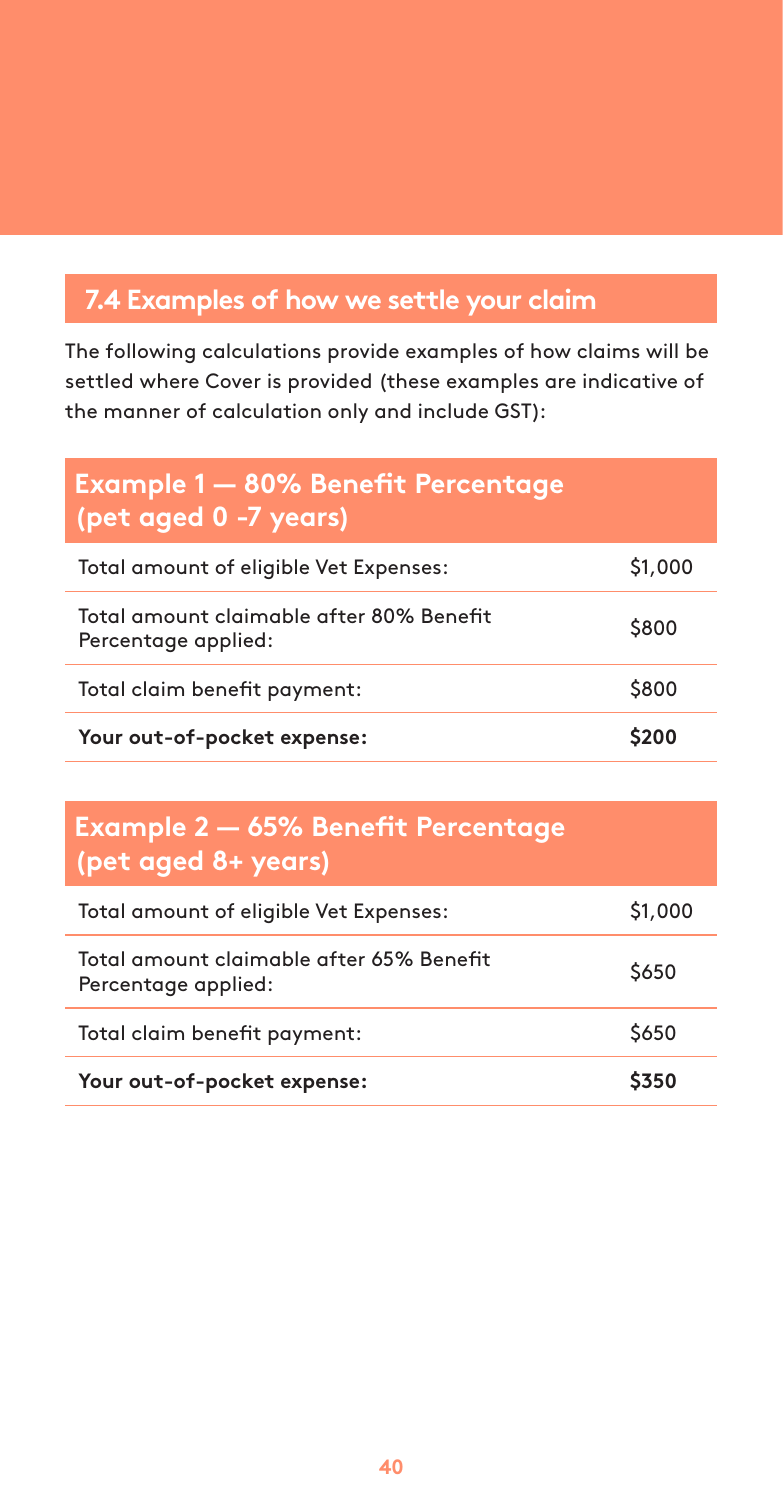## 7.4 Examples of how we settle your claim

The following calculations provide examples of how claims will be settled where Cover is provided (these examples are indicative of the manner of calculation only and include GST):

| Example 1 — 80% Benefit Percentage (pet aged 0 -7 years) | |
|---|---|
| Total amount of eligible Vet Expenses: | $1,000 |
| Total amount claimable after 80% Benefit Percentage applied: | $800 |
| Total claim benefit payment: | $800 |
| **Your out-of-pocket expense:** | **$200** |

| Example 2 — 65% Benefit Percentage (pet aged 8+ years) | |
|---|---|
| Total amount of eligible Vet Expenses: | $1,000 |
| Total amount claimable after 65% Benefit Percentage applied: | $650 |
| Total claim benefit payment: | $650 |
| **Your out-of-pocket expense:** | **$350** |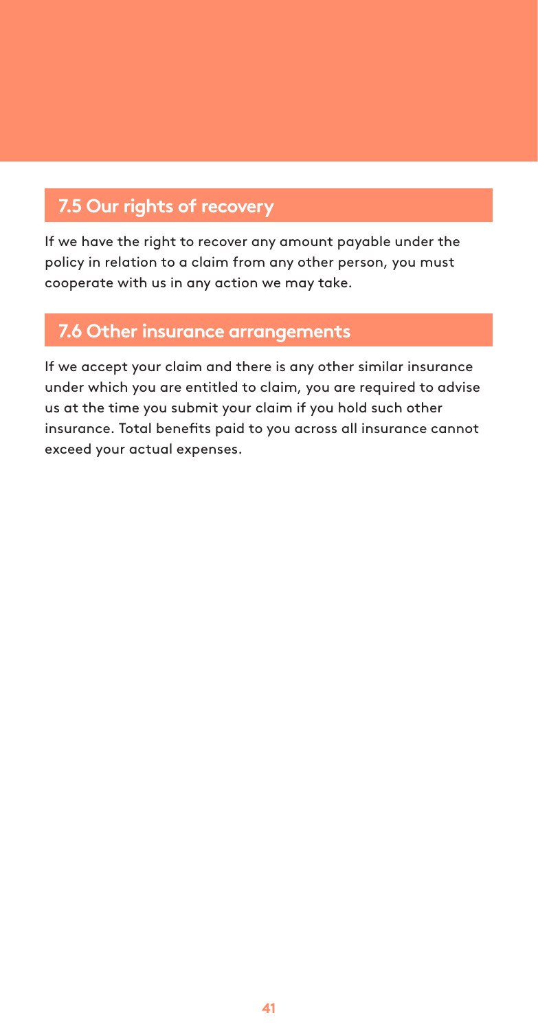## 7.5 Our rights of recovery

If we have the right to recover any amount payable under the policy in relation to a claim from any other person, you must cooperate with us in any action we may take.

## 7.6 Other insurance arrangements

If we accept your claim and there is any other similar insurance under which you are entitled to claim, you are required to advise us at the time you submit your claim if you hold such other insurance. Total benefits paid to you across all insurance cannot exceed your actual expenses.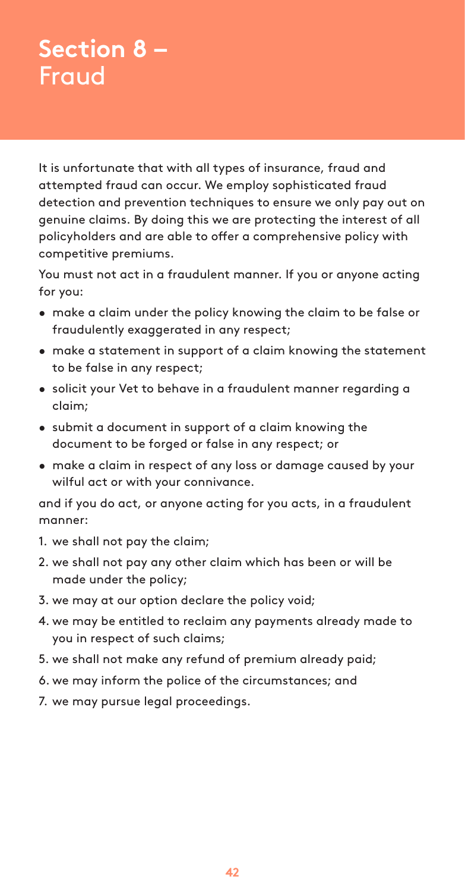# Section 8 – Fraud

It is unfortunate that with all types of insurance, fraud and attempted fraud can occur. We employ sophisticated fraud detection and prevention techniques to ensure we only pay out on genuine claims. By doing this we are protecting the interest of all policyholders and are able to offer a comprehensive policy with competitive premiums.

You must not act in a fraudulent manner. If you or anyone acting for you:

- make a claim under the policy knowing the claim to be false or fraudulently exaggerated in any respect;
- make a statement in support of a claim knowing the statement to be false in any respect;
- solicit your Vet to behave in a fraudulent manner regarding a claim;
- submit a document in support of a claim knowing the document to be forged or false in any respect; or
- make a claim in respect of any loss or damage caused by your wilful act or with your connivance.

and if you do act, or anyone acting for you acts, in a fraudulent manner:

1. we shall not pay the claim;
2. we shall not pay any other claim which has been or will be made under the policy;
3. we may at our option declare the policy void;
4. we may be entitled to reclaim any payments already made to you in respect of such claims;
5. we shall not make any refund of premium already paid;
6. we may inform the police of the circumstances; and
7. we may pursue legal proceedings.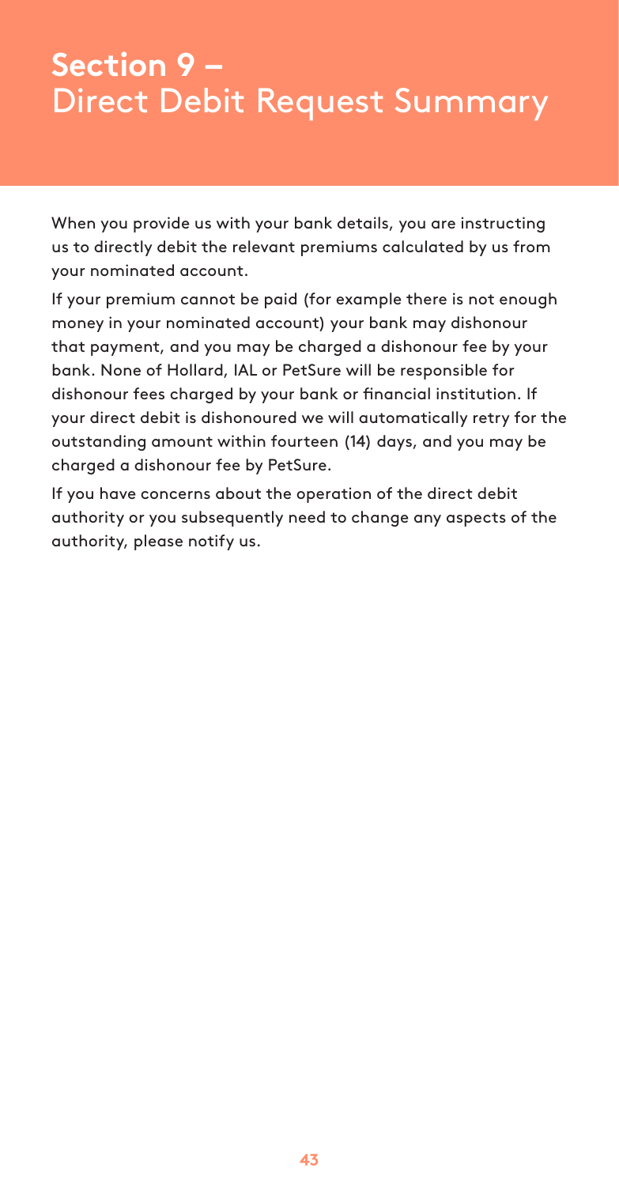# Section 9 – Direct Debit Request Summary

When you provide us with your bank details, you are instructing us to directly debit the relevant premiums calculated by us from your nominated account.

If your premium cannot be paid (for example there is not enough money in your nominated account) your bank may dishonour that payment, and you may be charged a dishonour fee by your bank. None of Hollard, IAL or PetSure will be responsible for dishonour fees charged by your bank or financial institution. If your direct debit is dishonoured we will automatically retry for the outstanding amount within fourteen (14) days, and you may be charged a dishonour fee by PetSure.

If you have concerns about the operation of the direct debit authority or you subsequently need to change any aspects of the authority, please notify us.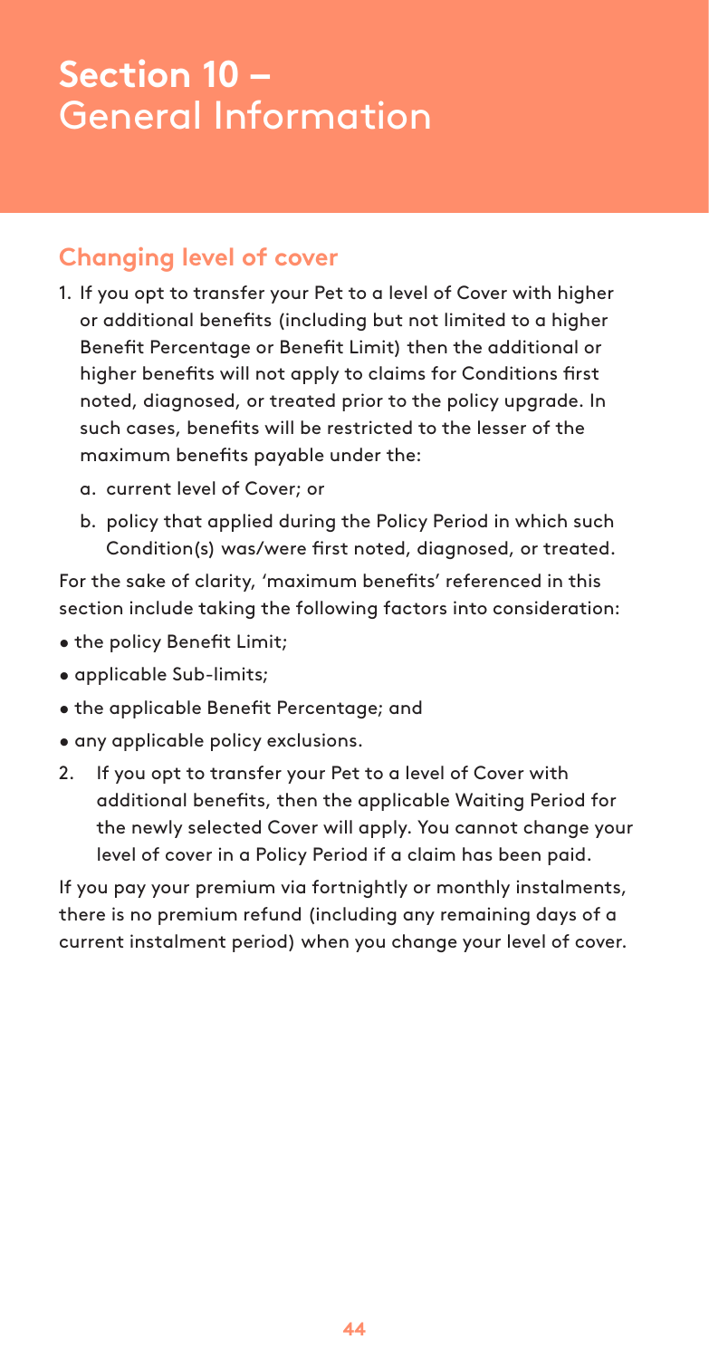# Section 10 – General Information

## Changing level of cover

1. If you opt to transfer your Pet to a level of Cover with higher or additional benefits (including but not limited to a higher Benefit Percentage or Benefit Limit) then the additional or higher benefits will not apply to claims for Conditions first noted, diagnosed, or treated prior to the policy upgrade. In such cases, benefits will be restricted to the lesser of the maximum benefits payable under the:
   a. current level of Cover; or
   b. policy that applied during the Policy Period in which such Condition(s) was/were first noted, diagnosed, or treated.

For the sake of clarity, 'maximum benefits' referenced in this section include taking the following factors into consideration:

- the policy Benefit Limit;
- applicable Sub-limits;
- the applicable Benefit Percentage; and
- any applicable policy exclusions.

2. If you opt to transfer your Pet to a level of Cover with additional benefits, then the applicable Waiting Period for the newly selected Cover will apply. You cannot change your level of cover in a Policy Period if a claim has been paid.

If you pay your premium via fortnightly or monthly instalments, there is no premium refund (including any remaining days of a current instalment period) when you change your level of cover.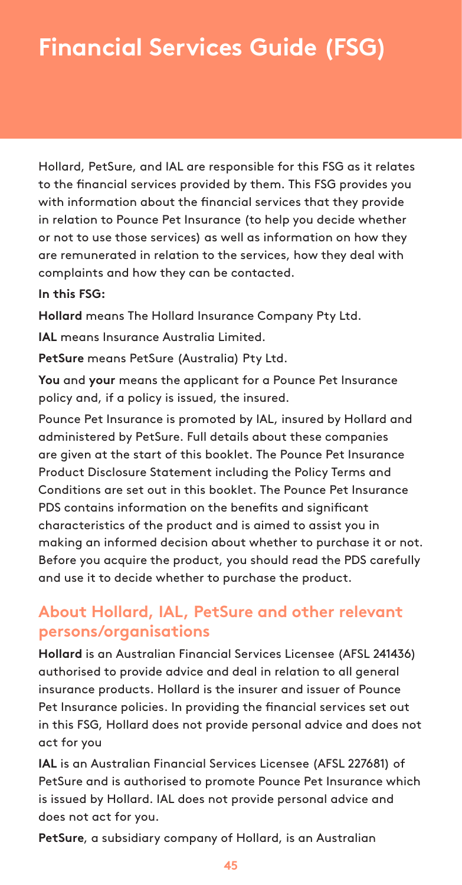# Financial Services Guide (FSG)

Hollard, PetSure, and IAL are responsible for this FSG as it relates to the financial services provided by them. This FSG provides you with information about the financial services that they provide in relation to Pounce Pet Insurance (to help you decide whether or not to use those services) as well as information on how they are remunerated in relation to the services, how they deal with complaints and how they can be contacted.

**In this FSG:**

**Hollard** means The Hollard Insurance Company Pty Ltd.

**IAL** means Insurance Australia Limited.

**PetSure** means PetSure (Australia) Pty Ltd.

**You** and **your** means the applicant for a Pounce Pet Insurance policy and, if a policy is issued, the insured.

Pounce Pet Insurance is promoted by IAL, insured by Hollard and administered by PetSure. Full details about these companies are given at the start of this booklet. The Pounce Pet Insurance Product Disclosure Statement including the Policy Terms and Conditions are set out in this booklet. The Pounce Pet Insurance PDS contains information on the benefits and significant characteristics of the product and is aimed to assist you in making an informed decision about whether to purchase it or not. Before you acquire the product, you should read the PDS carefully and use it to decide whether to purchase the product.

## About Hollard, IAL, PetSure and other relevant persons/organisations

**Hollard** is an Australian Financial Services Licensee (AFSL 241436) authorised to provide advice and deal in relation to all general insurance products. Hollard is the insurer and issuer of Pounce Pet Insurance policies. In providing the financial services set out in this FSG, Hollard does not provide personal advice and does not act for you

**IAL** is an Australian Financial Services Licensee (AFSL 227681) of PetSure and is authorised to promote Pounce Pet Insurance which is issued by Hollard. IAL does not provide personal advice and does not act for you.

**PetSure**, a subsidiary company of Hollard, is an Australian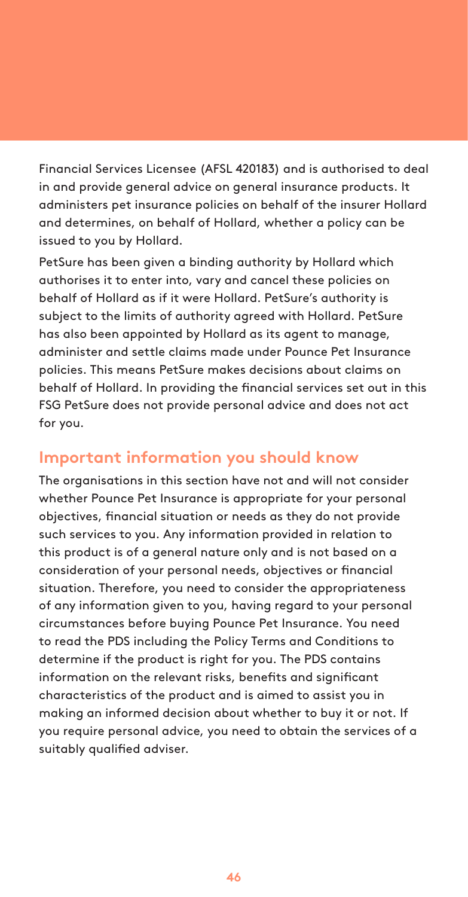Financial Services Licensee (AFSL 420183) and is authorised to deal in and provide general advice on general insurance products. It administers pet insurance policies on behalf of the insurer Hollard and determines, on behalf of Hollard, whether a policy can be issued to you by Hollard.

PetSure has been given a binding authority by Hollard which authorises it to enter into, vary and cancel these policies on behalf of Hollard as if it were Hollard. PetSure's authority is subject to the limits of authority agreed with Hollard. PetSure has also been appointed by Hollard as its agent to manage, administer and settle claims made under Pounce Pet Insurance policies. This means PetSure makes decisions about claims on behalf of Hollard. In providing the financial services set out in this FSG PetSure does not provide personal advice and does not act for you.

## Important information you should know

The organisations in this section have not and will not consider whether Pounce Pet Insurance is appropriate for your personal objectives, financial situation or needs as they do not provide such services to you. Any information provided in relation to this product is of a general nature only and is not based on a consideration of your personal needs, objectives or financial situation. Therefore, you need to consider the appropriateness of any information given to you, having regard to your personal circumstances before buying Pounce Pet Insurance. You need to read the PDS including the Policy Terms and Conditions to determine if the product is right for you. The PDS contains information on the relevant risks, benefits and significant characteristics of the product and is aimed to assist you in making an informed decision about whether to buy it or not. If you require personal advice, you need to obtain the services of a suitably qualified adviser.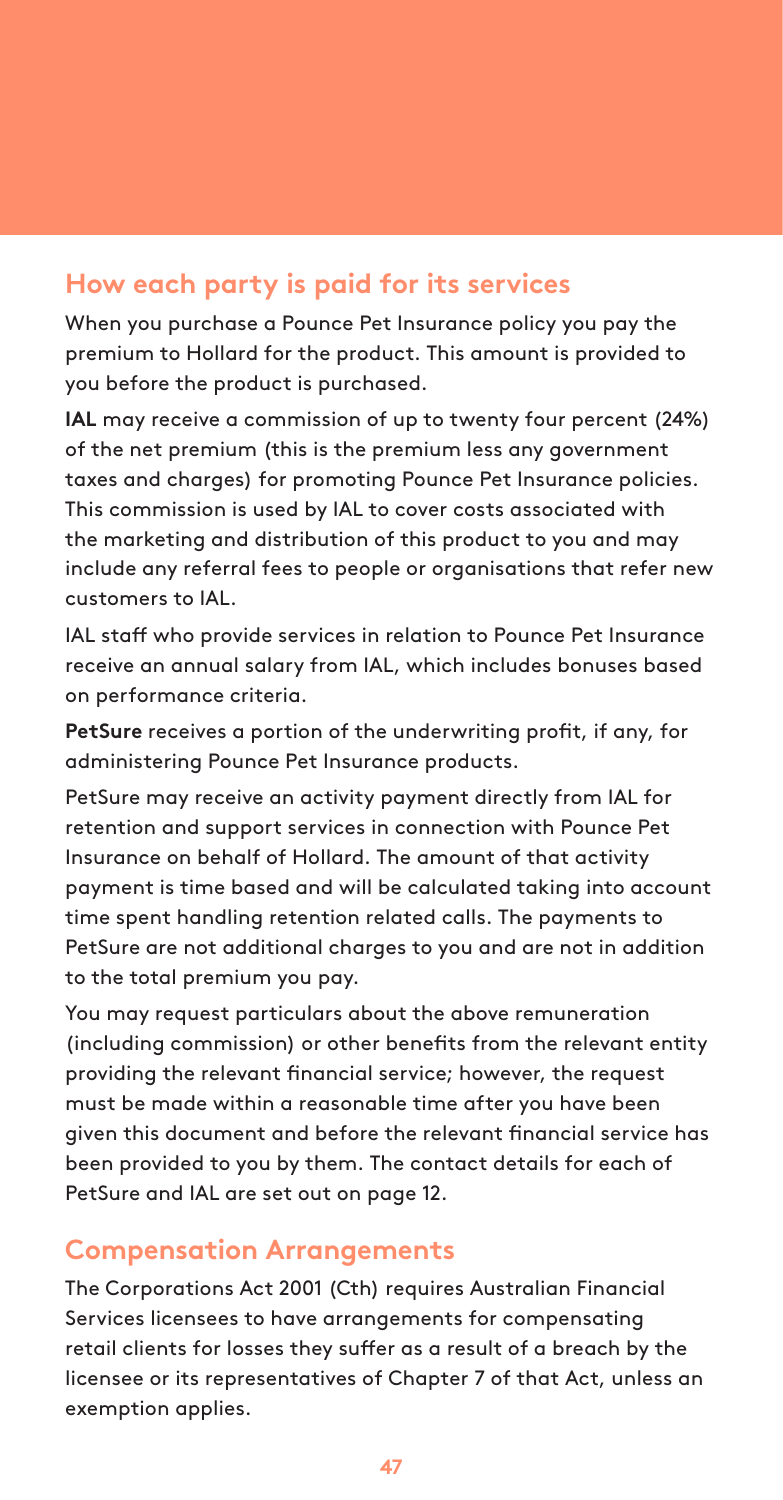## How each party is paid for its services

When you purchase a Pounce Pet Insurance policy you pay the premium to Hollard for the product. This amount is provided to you before the product is purchased.

**IAL** may receive a commission of up to twenty four percent (24%) of the net premium (this is the premium less any government taxes and charges) for promoting Pounce Pet Insurance policies. This commission is used by IAL to cover costs associated with the marketing and distribution of this product to you and may include any referral fees to people or organisations that refer new customers to IAL.

IAL staff who provide services in relation to Pounce Pet Insurance receive an annual salary from IAL, which includes bonuses based on performance criteria.

**PetSure** receives a portion of the underwriting profit, if any, for administering Pounce Pet Insurance products.

PetSure may receive an activity payment directly from IAL for retention and support services in connection with Pounce Pet Insurance on behalf of Hollard. The amount of that activity payment is time based and will be calculated taking into account time spent handling retention related calls. The payments to PetSure are not additional charges to you and are not in addition to the total premium you pay.

You may request particulars about the above remuneration (including commission) or other benefits from the relevant entity providing the relevant financial service; however, the request must be made within a reasonable time after you have been given this document and before the relevant financial service has been provided to you by them. The contact details for each of PetSure and IAL are set out on page 12.

## Compensation Arrangements

The Corporations Act 2001 (Cth) requires Australian Financial Services licensees to have arrangements for compensating retail clients for losses they suffer as a result of a breach by the licensee or its representatives of Chapter 7 of that Act, unless an exemption applies.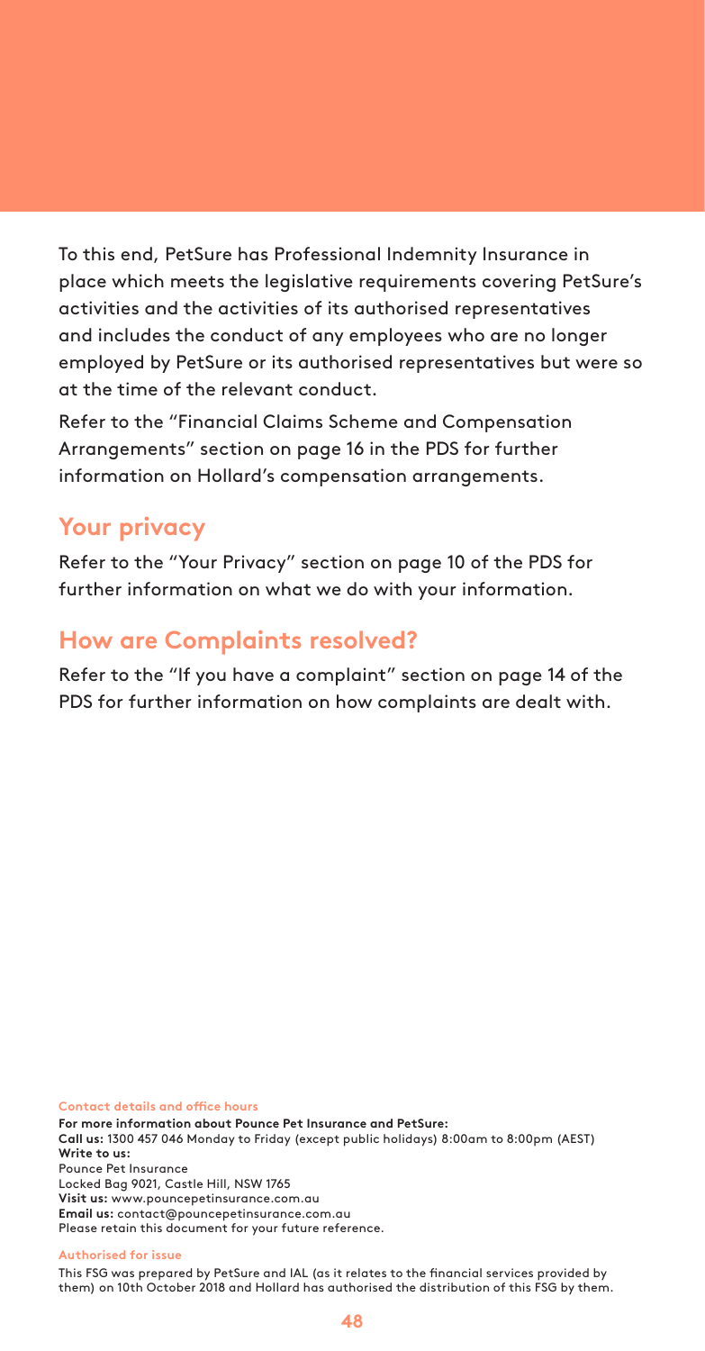To this end, PetSure has Professional Indemnity Insurance in place which meets the legislative requirements covering PetSure's activities and the activities of its authorised representatives and includes the conduct of any employees who are no longer employed by PetSure or its authorised representatives but were so at the time of the relevant conduct.

Refer to the "Financial Claims Scheme and Compensation Arrangements" section on page 16 in the PDS for further information on Hollard's compensation arrangements.

## Your privacy

Refer to the "Your Privacy" section on page 10 of the PDS for further information on what we do with your information.

## How are Complaints resolved?

Refer to the "If you have a complaint" section on page 14 of the PDS for further information on how complaints are dealt with.

#### Contact details and office hours

**For more information about Pounce Pet Insurance and PetSure:**
**Call us:** 1300 457 046 Monday to Friday (except public holidays) 8:00am to 8:00pm (AEST)
**Write to us:**
Pounce Pet Insurance
Locked Bag 9021, Castle Hill, NSW 1765
**Visit us:** www.pouncepetinsurance.com.au
**Email us:** contact@pouncepetinsurance.com.au
Please retain this document for your future reference.

#### Authorised for issue

This FSG was prepared by PetSure and IAL (as it relates to the financial services provided by them) on 10th October 2018 and Hollard has authorised the distribution of this FSG by them.